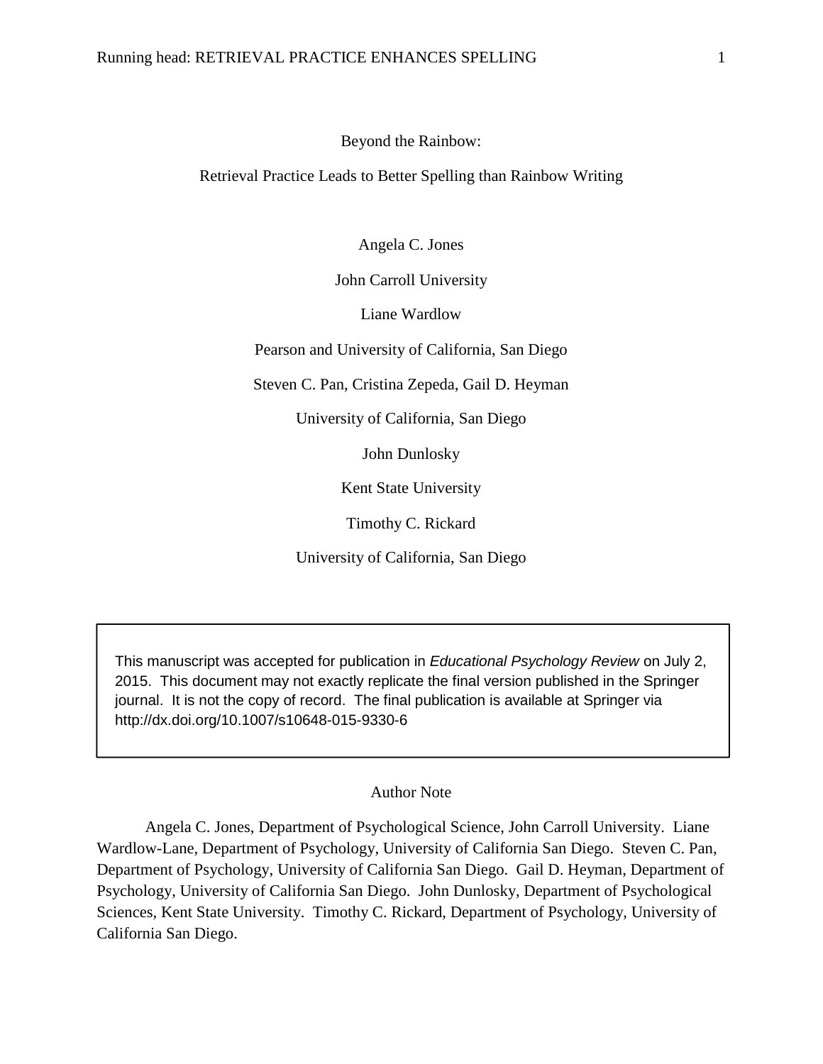# Beyond the Rainbow:

## Retrieval Practice Leads to Better Spelling than Rainbow Writing

Angela C. Jones

John Carroll University

Liane Wardlow

Pearson and University of California, San Diego

Steven C. Pan, Cristina Zepeda, Gail D. Heyman

University of California, San Diego

John Dunlosky

Kent State University

Timothy C. Rickard

University of California, San Diego

> This manuscript was accepted for publication in *Educational Psychology Review* on July 2, 2015. This document may not exactly replicate the final version published in the Springer journal. It is not the copy of record. The final publication is available at Springer via http://dx.doi.org/10.1007/s10648-015-9330-6

### Author Note

Angela C. Jones, Department of Psychological Science, John Carroll University. Liane Wardlow-Lane, Department of Psychology, University of California San Diego. Steven C. Pan, Department of Psychology, University of California San Diego. Gail D. Heyman, Department of Psychology, University of California San Diego. John Dunlosky, Department of Psychological Sciences, Kent State University. Timothy C. Rickard, Department of Psychology, University of California San Diego.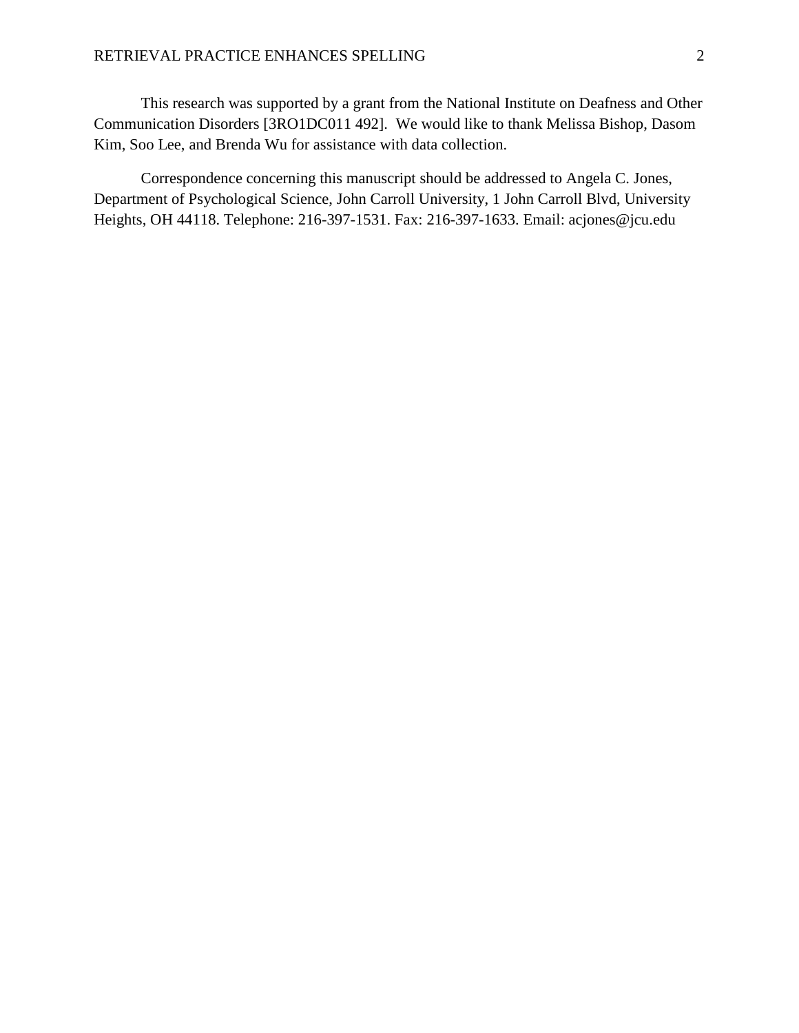This research was supported by a grant from the National Institute on Deafness and Other Communication Disorders [3RO1DC011 492]. We would like to thank Melissa Bishop, Dasom Kim, Soo Lee, and Brenda Wu for assistance with data collection.

Correspondence concerning this manuscript should be addressed to Angela C. Jones, Department of Psychological Science, John Carroll University, 1 John Carroll Blvd, University Heights, OH 44118. Telephone: 216-397-1531. Fax: 216-397-1633. Email: acjones@jcu.edu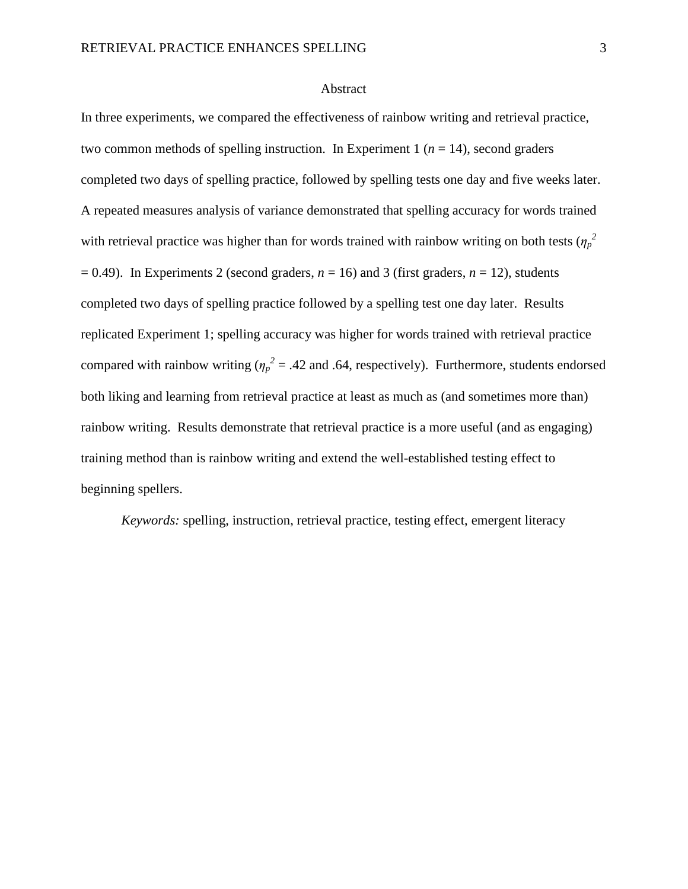# Abstract

In three experiments, we compared the effectiveness of rainbow writing and retrieval practice, two common methods of spelling instruction. In Experiment 1 ($n$ = 14), second graders completed two days of spelling practice, followed by spelling tests one day and five weeks later. A repeated measures analysis of variance demonstrated that spelling accuracy for words trained with retrieval practice was higher than for words trained with rainbow writing on both tests ($\eta_p^2$ = 0.49). In Experiments 2 (second graders, $n$ = 16) and 3 (first graders, $n$ = 12), students completed two days of spelling practice followed by a spelling test one day later. Results replicated Experiment 1; spelling accuracy was higher for words trained with retrieval practice compared with rainbow writing ($\eta_p^2$ = .42 and .64, respectively). Furthermore, students endorsed both liking and learning from retrieval practice at least as much as (and sometimes more than) rainbow writing. Results demonstrate that retrieval practice is a more useful (and as engaging) training method than is rainbow writing and extend the well-established testing effect to beginning spellers.

*Keywords:* spelling, instruction, retrieval practice, testing effect, emergent literacy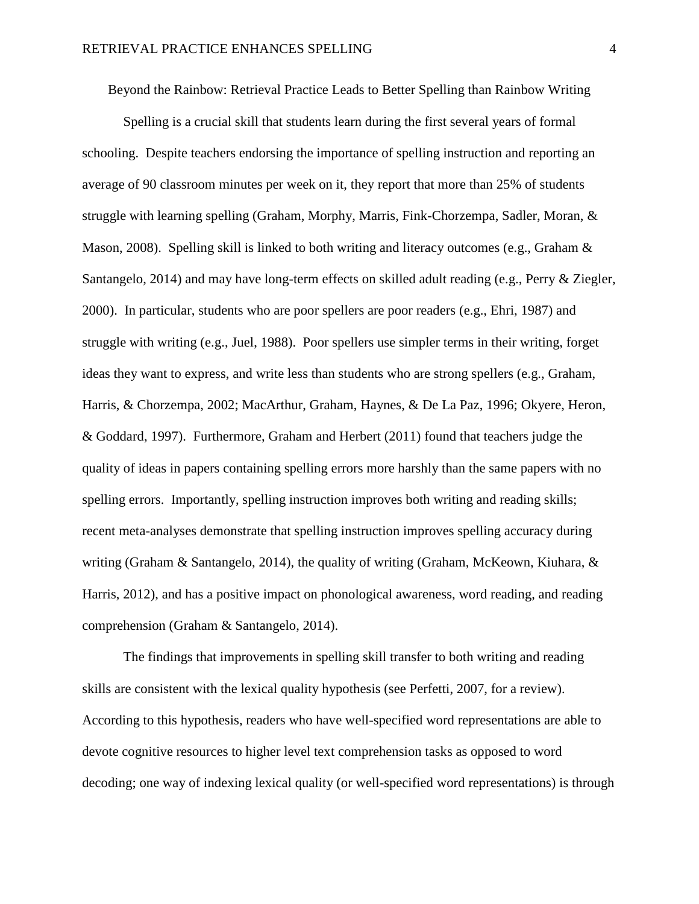# Beyond the Rainbow: Retrieval Practice Leads to Better Spelling than Rainbow Writing

Spelling is a crucial skill that students learn during the first several years of formal schooling. Despite teachers endorsing the importance of spelling instruction and reporting an average of 90 classroom minutes per week on it, they report that more than 25% of students struggle with learning spelling (Graham, Morphy, Marris, Fink-Chorzempa, Sadler, Moran, & Mason, 2008). Spelling skill is linked to both writing and literacy outcomes (e.g., Graham & Santangelo, 2014) and may have long-term effects on skilled adult reading (e.g., Perry & Ziegler, 2000). In particular, students who are poor spellers are poor readers (e.g., Ehri, 1987) and struggle with writing (e.g., Juel, 1988). Poor spellers use simpler terms in their writing, forget ideas they want to express, and write less than students who are strong spellers (e.g., Graham, Harris, & Chorzempa, 2002; MacArthur, Graham, Haynes, & De La Paz, 1996; Okyere, Heron, & Goddard, 1997). Furthermore, Graham and Herbert (2011) found that teachers judge the quality of ideas in papers containing spelling errors more harshly than the same papers with no spelling errors. Importantly, spelling instruction improves both writing and reading skills; recent meta-analyses demonstrate that spelling instruction improves spelling accuracy during writing (Graham & Santangelo, 2014), the quality of writing (Graham, McKeown, Kiuhara, & Harris, 2012), and has a positive impact on phonological awareness, word reading, and reading comprehension (Graham & Santangelo, 2014).

The findings that improvements in spelling skill transfer to both writing and reading skills are consistent with the lexical quality hypothesis (see Perfetti, 2007, for a review). According to this hypothesis, readers who have well-specified word representations are able to devote cognitive resources to higher level text comprehension tasks as opposed to word decoding; one way of indexing lexical quality (or well-specified word representations) is through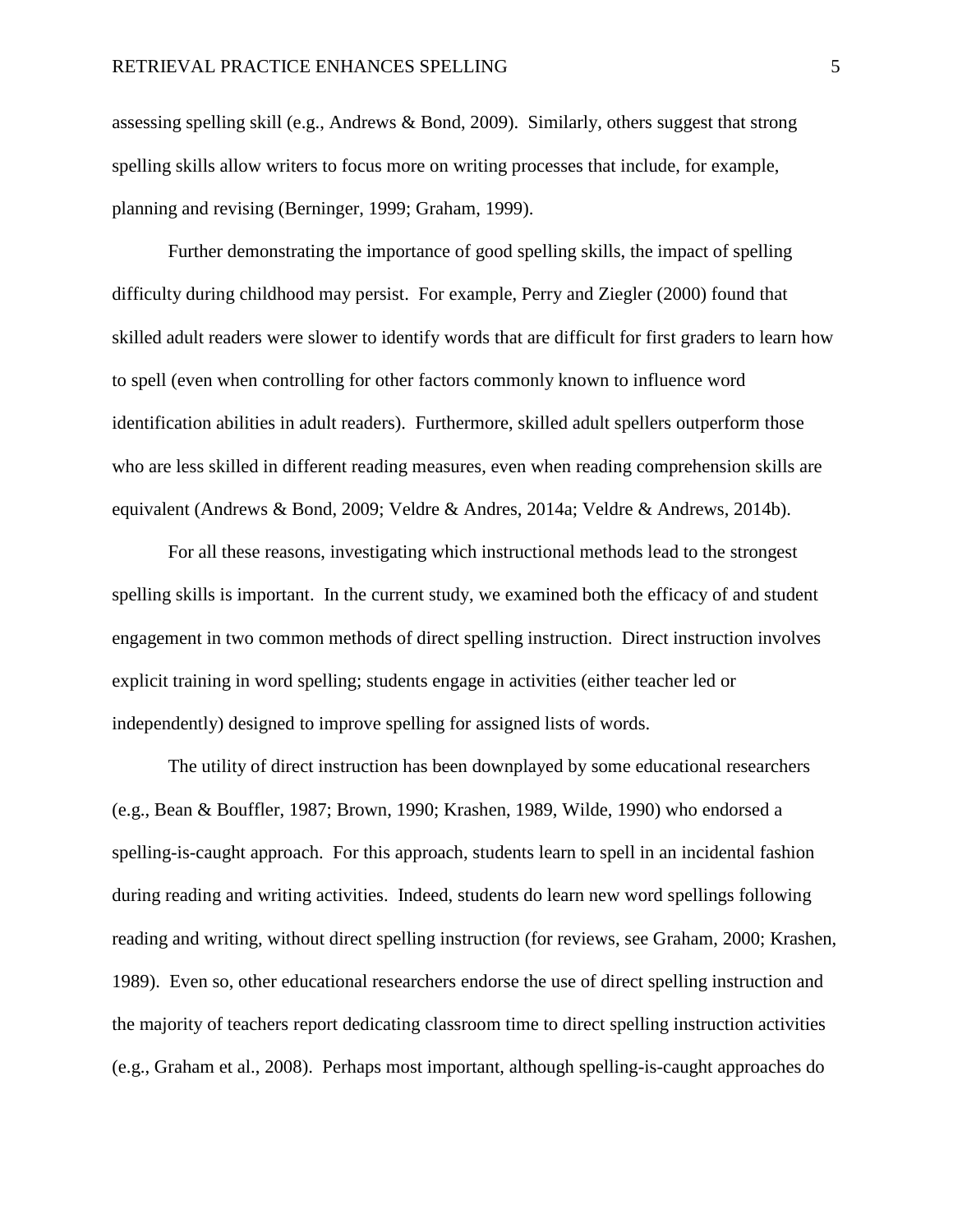assessing spelling skill (e.g., Andrews & Bond, 2009). Similarly, others suggest that strong spelling skills allow writers to focus more on writing processes that include, for example, planning and revising (Berninger, 1999; Graham, 1999).

Further demonstrating the importance of good spelling skills, the impact of spelling difficulty during childhood may persist. For example, Perry and Ziegler (2000) found that skilled adult readers were slower to identify words that are difficult for first graders to learn how to spell (even when controlling for other factors commonly known to influence word identification abilities in adult readers). Furthermore, skilled adult spellers outperform those who are less skilled in different reading measures, even when reading comprehension skills are equivalent (Andrews & Bond, 2009; Veldre & Andres, 2014a; Veldre & Andrews, 2014b).

For all these reasons, investigating which instructional methods lead to the strongest spelling skills is important. In the current study, we examined both the efficacy of and student engagement in two common methods of direct spelling instruction. Direct instruction involves explicit training in word spelling; students engage in activities (either teacher led or independently) designed to improve spelling for assigned lists of words.

The utility of direct instruction has been downplayed by some educational researchers (e.g., Bean & Bouffler, 1987; Brown, 1990; Krashen, 1989, Wilde, 1990) who endorsed a spelling-is-caught approach. For this approach, students learn to spell in an incidental fashion during reading and writing activities. Indeed, students do learn new word spellings following reading and writing, without direct spelling instruction (for reviews, see Graham, 2000; Krashen, 1989). Even so, other educational researchers endorse the use of direct spelling instruction and the majority of teachers report dedicating classroom time to direct spelling instruction activities (e.g., Graham et al., 2008). Perhaps most important, although spelling-is-caught approaches do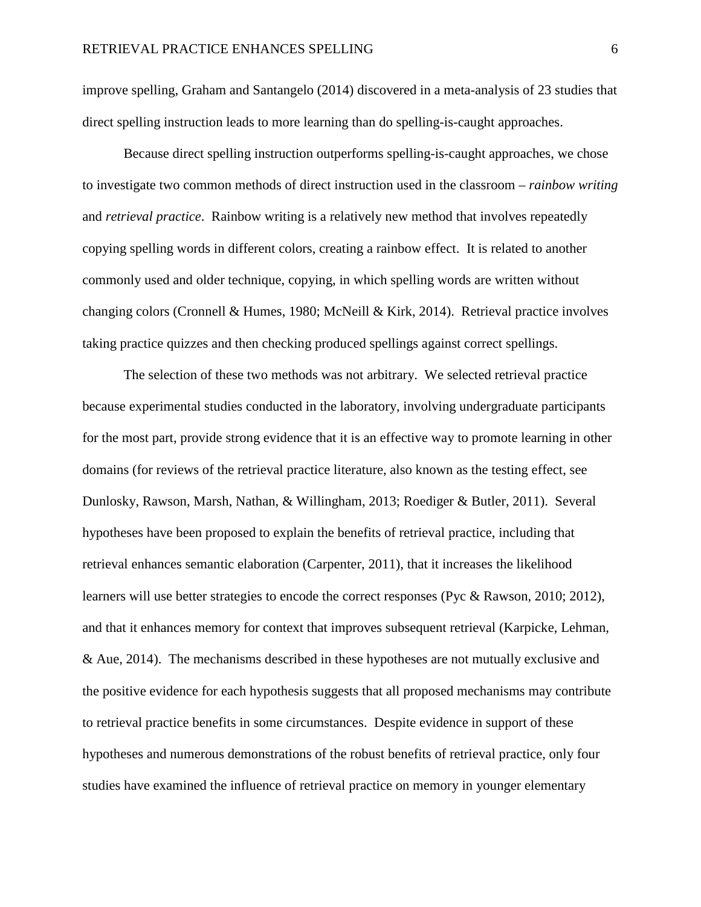improve spelling, Graham and Santangelo (2014) discovered in a meta-analysis of 23 studies that direct spelling instruction leads to more learning than do spelling-is-caught approaches.

Because direct spelling instruction outperforms spelling-is-caught approaches, we chose to investigate two common methods of direct instruction used in the classroom – *rainbow writing* and *retrieval practice*. Rainbow writing is a relatively new method that involves repeatedly copying spelling words in different colors, creating a rainbow effect. It is related to another commonly used and older technique, copying, in which spelling words are written without changing colors (Cronnell & Humes, 1980; McNeill & Kirk, 2014). Retrieval practice involves taking practice quizzes and then checking produced spellings against correct spellings.

The selection of these two methods was not arbitrary. We selected retrieval practice because experimental studies conducted in the laboratory, involving undergraduate participants for the most part, provide strong evidence that it is an effective way to promote learning in other domains (for reviews of the retrieval practice literature, also known as the testing effect, see Dunlosky, Rawson, Marsh, Nathan, & Willingham, 2013; Roediger & Butler, 2011). Several hypotheses have been proposed to explain the benefits of retrieval practice, including that retrieval enhances semantic elaboration (Carpenter, 2011), that it increases the likelihood learners will use better strategies to encode the correct responses (Pyc & Rawson, 2010; 2012), and that it enhances memory for context that improves subsequent retrieval (Karpicke, Lehman, & Aue, 2014). The mechanisms described in these hypotheses are not mutually exclusive and the positive evidence for each hypothesis suggests that all proposed mechanisms may contribute to retrieval practice benefits in some circumstances. Despite evidence in support of these hypotheses and numerous demonstrations of the robust benefits of retrieval practice, only four studies have examined the influence of retrieval practice on memory in younger elementary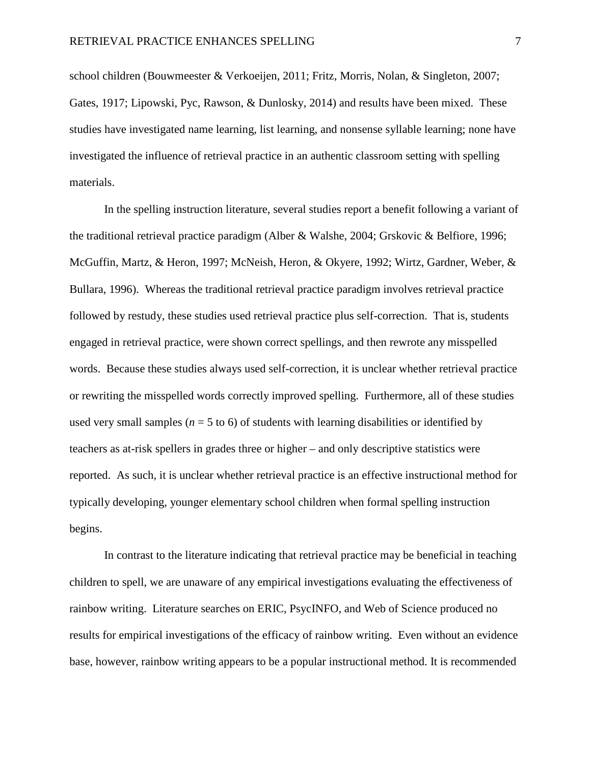school children (Bouwmeester & Verkoeijen, 2011; Fritz, Morris, Nolan, & Singleton, 2007; Gates, 1917; Lipowski, Pyc, Rawson, & Dunlosky, 2014) and results have been mixed. These studies have investigated name learning, list learning, and nonsense syllable learning; none have investigated the influence of retrieval practice in an authentic classroom setting with spelling materials.

In the spelling instruction literature, several studies report a benefit following a variant of the traditional retrieval practice paradigm (Alber & Walshe, 2004; Grskovic & Belfiore, 1996; McGuffin, Martz, & Heron, 1997; McNeish, Heron, & Okyere, 1992; Wirtz, Gardner, Weber, & Bullara, 1996). Whereas the traditional retrieval practice paradigm involves retrieval practice followed by restudy, these studies used retrieval practice plus self-correction. That is, students engaged in retrieval practice, were shown correct spellings, and then rewrote any misspelled words. Because these studies always used self-correction, it is unclear whether retrieval practice or rewriting the misspelled words correctly improved spelling. Furthermore, all of these studies used very small samples ($n$ = 5 to 6) of students with learning disabilities or identified by teachers as at-risk spellers in grades three or higher – and only descriptive statistics were reported. As such, it is unclear whether retrieval practice is an effective instructional method for typically developing, younger elementary school children when formal spelling instruction begins.

In contrast to the literature indicating that retrieval practice may be beneficial in teaching children to spell, we are unaware of any empirical investigations evaluating the effectiveness of rainbow writing. Literature searches on ERIC, PsycINFO, and Web of Science produced no results for empirical investigations of the efficacy of rainbow writing. Even without an evidence base, however, rainbow writing appears to be a popular instructional method. It is recommended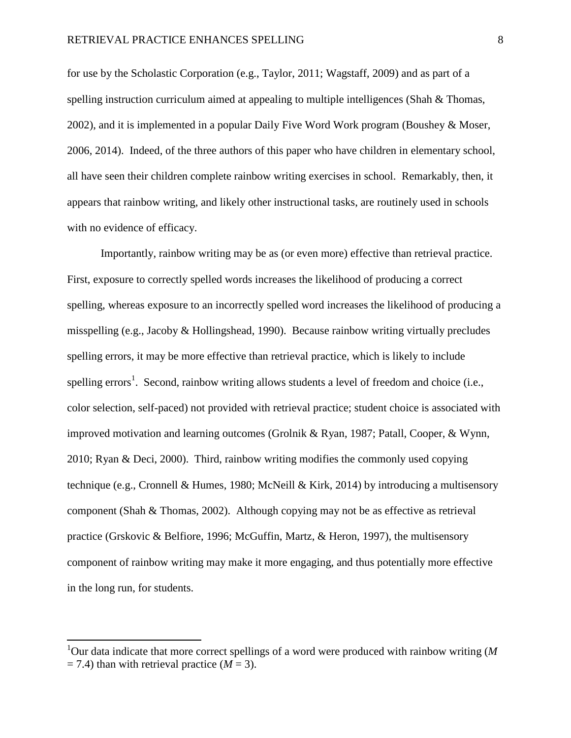for use by the Scholastic Corporation (e.g., Taylor, 2011; Wagstaff, 2009) and as part of a spelling instruction curriculum aimed at appealing to multiple intelligences (Shah & Thomas, 2002), and it is implemented in a popular Daily Five Word Work program (Boushey & Moser, 2006, 2014). Indeed, of the three authors of this paper who have children in elementary school, all have seen their children complete rainbow writing exercises in school. Remarkably, then, it appears that rainbow writing, and likely other instructional tasks, are routinely used in schools with no evidence of efficacy.

Importantly, rainbow writing may be as (or even more) effective than retrieval practice. First, exposure to correctly spelled words increases the likelihood of producing a correct spelling, whereas exposure to an incorrectly spelled word increases the likelihood of producing a misspelling (e.g., Jacoby & Hollingshead, 1990). Because rainbow writing virtually precludes spelling errors, it may be more effective than retrieval practice, which is likely to include spelling errors[1]. Second, rainbow writing allows students a level of freedom and choice (i.e., color selection, self-paced) not provided with retrieval practice; student choice is associated with improved motivation and learning outcomes (Grolnik & Ryan, 1987; Patall, Cooper, & Wynn, 2010; Ryan & Deci, 2000). Third, rainbow writing modifies the commonly used copying technique (e.g., Cronnell & Humes, 1980; McNeill & Kirk, 2014) by introducing a multisensory component (Shah & Thomas, 2002). Although copying may not be as effective as retrieval practice (Grskovic & Belfiore, 1996; McGuffin, Martz, & Heron, 1997), the multisensory component of rainbow writing may make it more engaging, and thus potentially more effective in the long run, for students.

---

[1]Our data indicate that more correct spellings of a word were produced with rainbow writing ($M = 7.4$) than with retrieval practice ($M = 3$).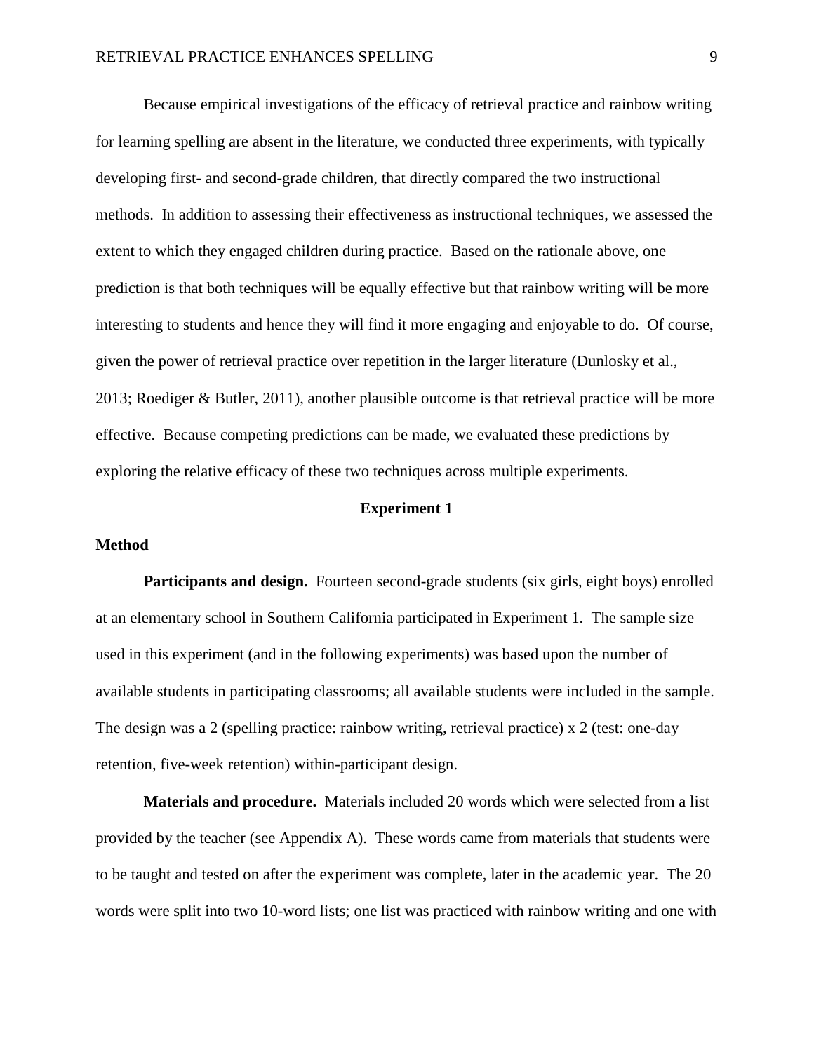Because empirical investigations of the efficacy of retrieval practice and rainbow writing for learning spelling are absent in the literature, we conducted three experiments, with typically developing first- and second-grade children, that directly compared the two instructional methods. In addition to assessing their effectiveness as instructional techniques, we assessed the extent to which they engaged children during practice. Based on the rationale above, one prediction is that both techniques will be equally effective but that rainbow writing will be more interesting to students and hence they will find it more engaging and enjoyable to do. Of course, given the power of retrieval practice over repetition in the larger literature (Dunlosky et al., 2013; Roediger & Butler, 2011), another plausible outcome is that retrieval practice will be more effective. Because competing predictions can be made, we evaluated these predictions by exploring the relative efficacy of these two techniques across multiple experiments.

## Experiment 1

### Method

**Participants and design.** Fourteen second-grade students (six girls, eight boys) enrolled at an elementary school in Southern California participated in Experiment 1. The sample size used in this experiment (and in the following experiments) was based upon the number of available students in participating classrooms; all available students were included in the sample. The design was a 2 (spelling practice: rainbow writing, retrieval practice) x 2 (test: one-day retention, five-week retention) within-participant design.

**Materials and procedure.** Materials included 20 words which were selected from a list provided by the teacher (see Appendix A). These words came from materials that students were to be taught and tested on after the experiment was complete, later in the academic year. The 20 words were split into two 10-word lists; one list was practiced with rainbow writing and one with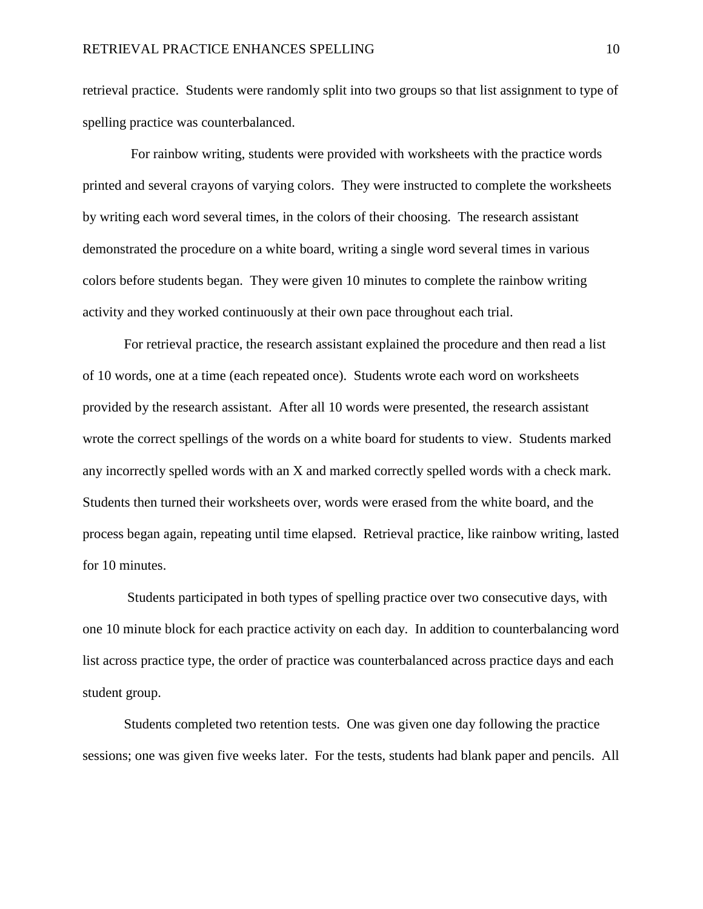retrieval practice. Students were randomly split into two groups so that list assignment to type of spelling practice was counterbalanced.

For rainbow writing, students were provided with worksheets with the practice words printed and several crayons of varying colors. They were instructed to complete the worksheets by writing each word several times, in the colors of their choosing. The research assistant demonstrated the procedure on a white board, writing a single word several times in various colors before students began. They were given 10 minutes to complete the rainbow writing activity and they worked continuously at their own pace throughout each trial.

For retrieval practice, the research assistant explained the procedure and then read a list of 10 words, one at a time (each repeated once). Students wrote each word on worksheets provided by the research assistant. After all 10 words were presented, the research assistant wrote the correct spellings of the words on a white board for students to view. Students marked any incorrectly spelled words with an X and marked correctly spelled words with a check mark. Students then turned their worksheets over, words were erased from the white board, and the process began again, repeating until time elapsed. Retrieval practice, like rainbow writing, lasted for 10 minutes.

Students participated in both types of spelling practice over two consecutive days, with one 10 minute block for each practice activity on each day. In addition to counterbalancing word list across practice type, the order of practice was counterbalanced across practice days and each student group.

Students completed two retention tests. One was given one day following the practice sessions; one was given five weeks later. For the tests, students had blank paper and pencils. All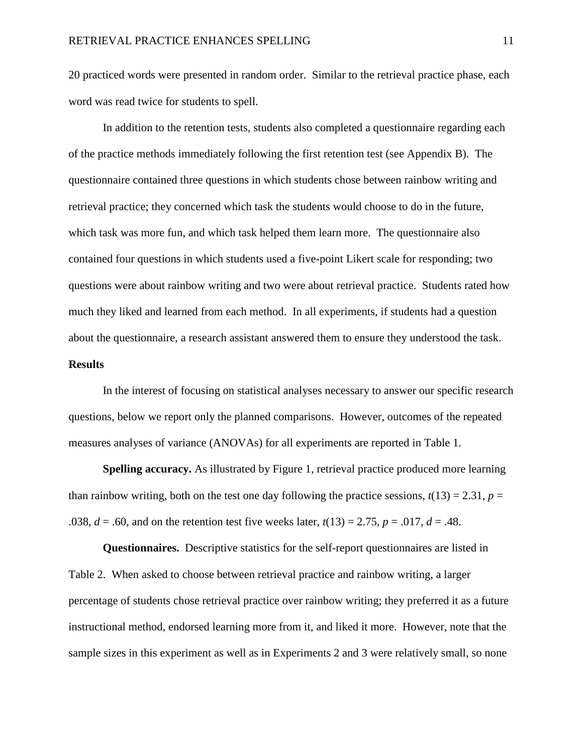20 practiced words were presented in random order. Similar to the retrieval practice phase, each word was read twice for students to spell.

In addition to the retention tests, students also completed a questionnaire regarding each of the practice methods immediately following the first retention test (see Appendix B). The questionnaire contained three questions in which students chose between rainbow writing and retrieval practice; they concerned which task the students would choose to do in the future, which task was more fun, and which task helped them learn more. The questionnaire also contained four questions in which students used a five-point Likert scale for responding; two questions were about rainbow writing and two were about retrieval practice. Students rated how much they liked and learned from each method. In all experiments, if students had a question about the questionnaire, a research assistant answered them to ensure they understood the task.

## Results

In the interest of focusing on statistical analyses necessary to answer our specific research questions, below we report only the planned comparisons. However, outcomes of the repeated measures analyses of variance (ANOVAs) for all experiments are reported in Table 1.

**Spelling accuracy.** As illustrated by Figure 1, retrieval practice produced more learning than rainbow writing, both on the test one day following the practice sessions, $t(13) = 2.31$, $p = .038$, $d = .60$, and on the retention test five weeks later, $t(13) = 2.75$, $p = .017$, $d = .48$.

**Questionnaires.** Descriptive statistics for the self-report questionnaires are listed in Table 2. When asked to choose between retrieval practice and rainbow writing, a larger percentage of students chose retrieval practice over rainbow writing; they preferred it as a future instructional method, endorsed learning more from it, and liked it more. However, note that the sample sizes in this experiment as well as in Experiments 2 and 3 were relatively small, so none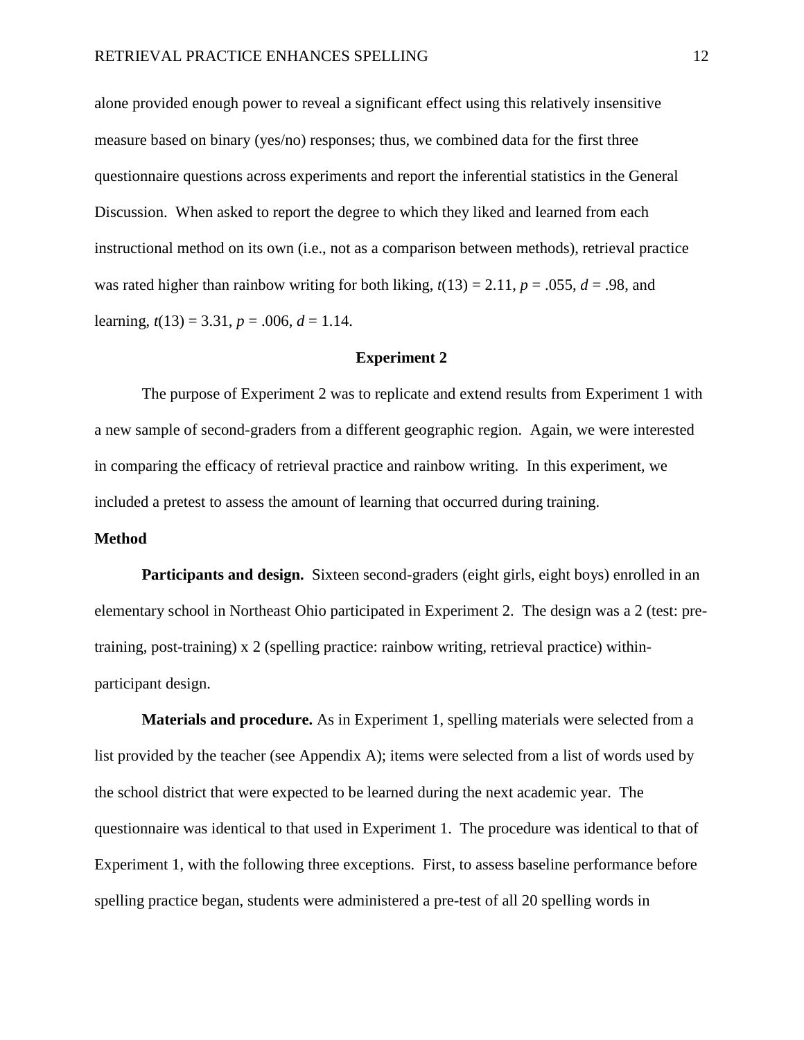alone provided enough power to reveal a significant effect using this relatively insensitive measure based on binary (yes/no) responses; thus, we combined data for the first three questionnaire questions across experiments and report the inferential statistics in the General Discussion. When asked to report the degree to which they liked and learned from each instructional method on its own (i.e., not as a comparison between methods), retrieval practice was rated higher than rainbow writing for both liking, $t(13) = 2.11$, $p = .055$, $d = .98$, and learning, $t(13) = 3.31$, $p = .006$, $d = 1.14$.

## Experiment 2

The purpose of Experiment 2 was to replicate and extend results from Experiment 1 with a new sample of second-graders from a different geographic region. Again, we were interested in comparing the efficacy of retrieval practice and rainbow writing. In this experiment, we included a pretest to assess the amount of learning that occurred during training.

### Method

**Participants and design.** Sixteen second-graders (eight girls, eight boys) enrolled in an elementary school in Northeast Ohio participated in Experiment 2. The design was a 2 (test: pre-training, post-training) x 2 (spelling practice: rainbow writing, retrieval practice) within-participant design.

**Materials and procedure.** As in Experiment 1, spelling materials were selected from a list provided by the teacher (see Appendix A); items were selected from a list of words used by the school district that were expected to be learned during the next academic year. The questionnaire was identical to that used in Experiment 1. The procedure was identical to that of Experiment 1, with the following three exceptions. First, to assess baseline performance before spelling practice began, students were administered a pre-test of all 20 spelling words in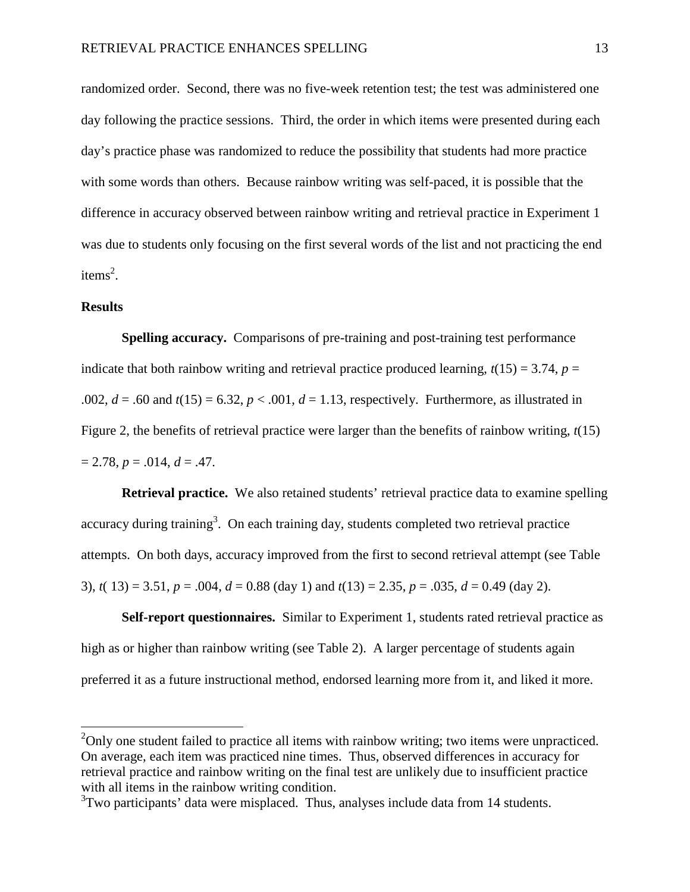randomized order. Second, there was no five-week retention test; the test was administered one day following the practice sessions. Third, the order in which items were presented during each day's practice phase was randomized to reduce the possibility that students had more practice with some words than others. Because rainbow writing was self-paced, it is possible that the difference in accuracy observed between rainbow writing and retrieval practice in Experiment 1 was due to students only focusing on the first several words of the list and not practicing the end items[2].

## Results

**Spelling accuracy.** Comparisons of pre-training and post-training test performance indicate that both rainbow writing and retrieval practice produced learning, $t(15) = 3.74$, $p = .002$, $d = .60$ and $t(15) = 6.32$, $p < .001$, $d = 1.13$, respectively. Furthermore, as illustrated in Figure 2, the benefits of retrieval practice were larger than the benefits of rainbow writing, $t(15) = 2.78$, $p = .014$, $d = .47$.

**Retrieval practice.** We also retained students' retrieval practice data to examine spelling accuracy during training[3]. On each training day, students completed two retrieval practice attempts. On both days, accuracy improved from the first to second retrieval attempt (see Table 3), $t(13) = 3.51$, $p = .004$, $d = 0.88$ (day 1) and $t(13) = 2.35$, $p = .035$, $d = 0.49$ (day 2).

**Self-report questionnaires.** Similar to Experiment 1, students rated retrieval practice as high as or higher than rainbow writing (see Table 2). A larger percentage of students again preferred it as a future instructional method, endorsed learning more from it, and liked it more.

---

[2]Only one student failed to practice all items with rainbow writing; two items were unpracticed. On average, each item was practiced nine times. Thus, observed differences in accuracy for retrieval practice and rainbow writing on the final test are unlikely due to insufficient practice with all items in the rainbow writing condition.

[3]Two participants' data were misplaced. Thus, analyses include data from 14 students.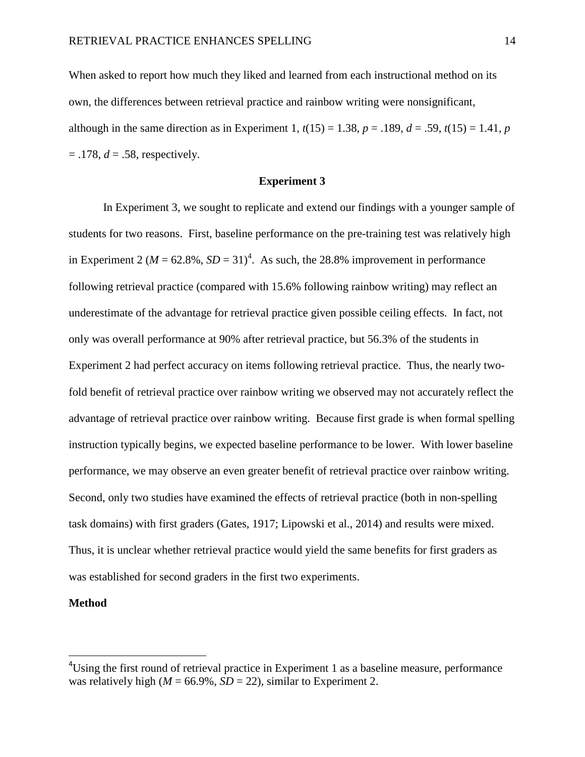When asked to report how much they liked and learned from each instructional method on its own, the differences between retrieval practice and rainbow writing were nonsignificant, although in the same direction as in Experiment 1, $t(15) = 1.38$, $p = .189$, $d = .59$, $t(15) = 1.41$, $p = .178$, $d = .58$, respectively.

## Experiment 3

In Experiment 3, we sought to replicate and extend our findings with a younger sample of students for two reasons. First, baseline performance on the pre-training test was relatively high in Experiment 2 ($M = 62.8\%$, $SD = 31$)[4]. As such, the 28.8% improvement in performance following retrieval practice (compared with 15.6% following rainbow writing) may reflect an underestimate of the advantage for retrieval practice given possible ceiling effects. In fact, not only was overall performance at 90% after retrieval practice, but 56.3% of the students in Experiment 2 had perfect accuracy on items following retrieval practice. Thus, the nearly two-fold benefit of retrieval practice over rainbow writing we observed may not accurately reflect the advantage of retrieval practice over rainbow writing. Because first grade is when formal spelling instruction typically begins, we expected baseline performance to be lower. With lower baseline performance, we may observe an even greater benefit of retrieval practice over rainbow writing. Second, only two studies have examined the effects of retrieval practice (both in non-spelling task domains) with first graders (Gates, 1917; Lipowski et al., 2014) and results were mixed. Thus, it is unclear whether retrieval practice would yield the same benefits for first graders as was established for second graders in the first two experiments.

### Method

[4]Using the first round of retrieval practice in Experiment 1 as a baseline measure, performance was relatively high ($M = 66.9\%$, $SD = 22$), similar to Experiment 2.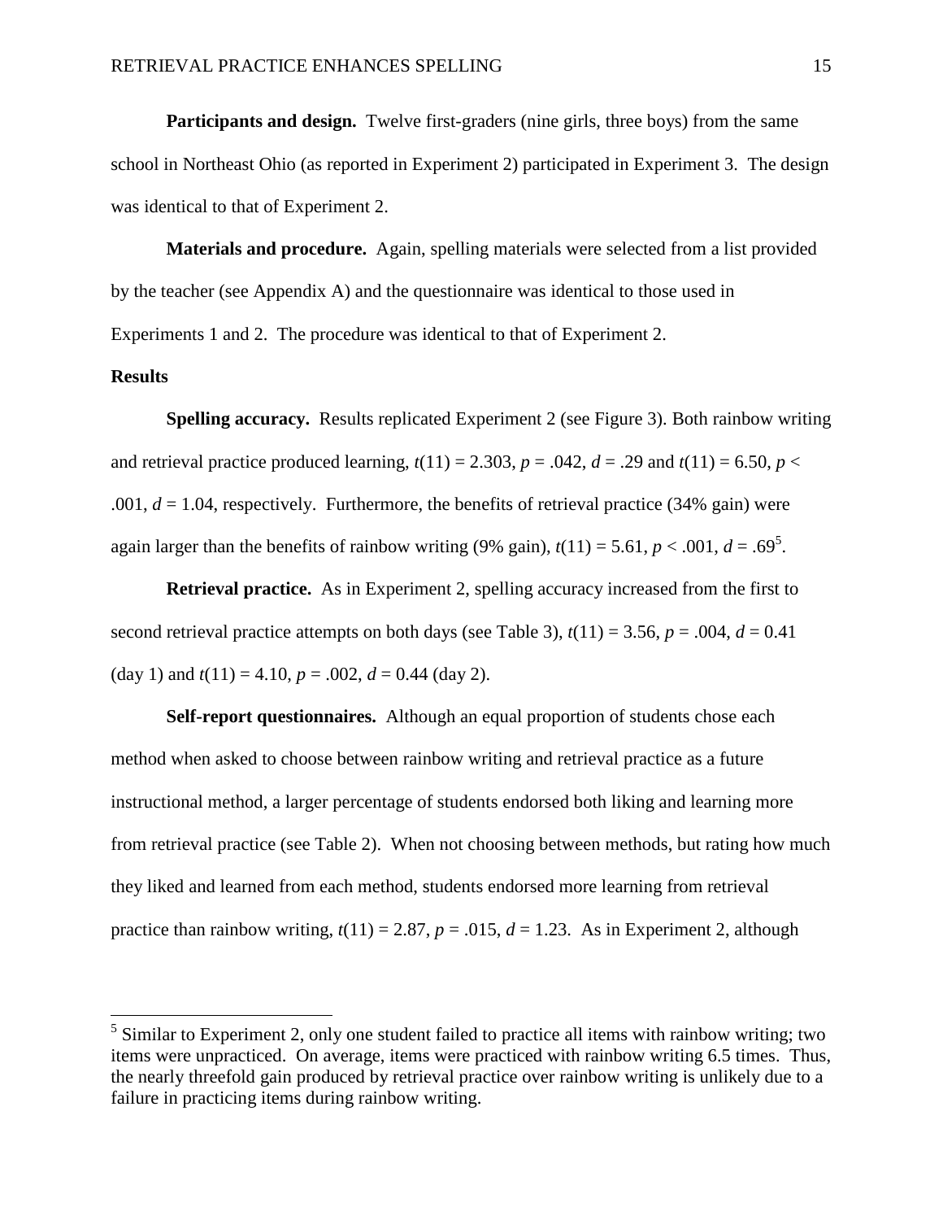**Participants and design.** Twelve first-graders (nine girls, three boys) from the same school in Northeast Ohio (as reported in Experiment 2) participated in Experiment 3. The design was identical to that of Experiment 2.

**Materials and procedure.** Again, spelling materials were selected from a list provided by the teacher (see Appendix A) and the questionnaire was identical to those used in Experiments 1 and 2. The procedure was identical to that of Experiment 2.

**Results**

**Spelling accuracy.** Results replicated Experiment 2 (see Figure 3). Both rainbow writing and retrieval practice produced learning, $t(11) = 2.303$, $p = .042$, $d = .29$ and $t(11) = 6.50$, $p < .001$, $d = 1.04$, respectively. Furthermore, the benefits of retrieval practice (34% gain) were again larger than the benefits of rainbow writing (9% gain), $t(11) = 5.61$, $p < .001$, $d = .69$[5].

**Retrieval practice.** As in Experiment 2, spelling accuracy increased from the first to second retrieval practice attempts on both days (see Table 3), $t(11) = 3.56$, $p = .004$, $d = 0.41$ (day 1) and $t(11) = 4.10$, $p = .002$, $d = 0.44$ (day 2).

**Self-report questionnaires.** Although an equal proportion of students chose each method when asked to choose between rainbow writing and retrieval practice as a future instructional method, a larger percentage of students endorsed both liking and learning more from retrieval practice (see Table 2). When not choosing between methods, but rating how much they liked and learned from each method, students endorsed more learning from retrieval practice than rainbow writing, $t(11) = 2.87$, $p = .015$, $d = 1.23$. As in Experiment 2, although

[5] Similar to Experiment 2, only one student failed to practice all items with rainbow writing; two items were unpracticed. On average, items were practiced with rainbow writing 6.5 times. Thus, the nearly threefold gain produced by retrieval practice over rainbow writing is unlikely due to a failure in practicing items during rainbow writing.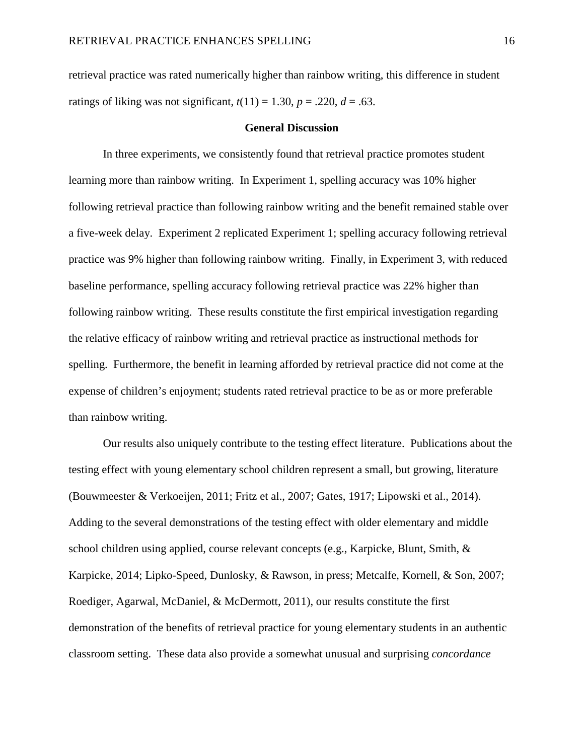retrieval practice was rated numerically higher than rainbow writing, this difference in student ratings of liking was not significant, $t(11) = 1.30$, $p = .220$, $d = .63$.

## General Discussion

In three experiments, we consistently found that retrieval practice promotes student learning more than rainbow writing. In Experiment 1, spelling accuracy was 10% higher following retrieval practice than following rainbow writing and the benefit remained stable over a five-week delay. Experiment 2 replicated Experiment 1; spelling accuracy following retrieval practice was 9% higher than following rainbow writing. Finally, in Experiment 3, with reduced baseline performance, spelling accuracy following retrieval practice was 22% higher than following rainbow writing. These results constitute the first empirical investigation regarding the relative efficacy of rainbow writing and retrieval practice as instructional methods for spelling. Furthermore, the benefit in learning afforded by retrieval practice did not come at the expense of children's enjoyment; students rated retrieval practice to be as or more preferable than rainbow writing.

Our results also uniquely contribute to the testing effect literature. Publications about the testing effect with young elementary school children represent a small, but growing, literature (Bouwmeester & Verkoeijen, 2011; Fritz et al., 2007; Gates, 1917; Lipowski et al., 2014). Adding to the several demonstrations of the testing effect with older elementary and middle school children using applied, course relevant concepts (e.g., Karpicke, Blunt, Smith, & Karpicke, 2014; Lipko-Speed, Dunlosky, & Rawson, in press; Metcalfe, Kornell, & Son, 2007; Roediger, Agarwal, McDaniel, & McDermott, 2011), our results constitute the first demonstration of the benefits of retrieval practice for young elementary students in an authentic classroom setting. These data also provide a somewhat unusual and surprising *concordance*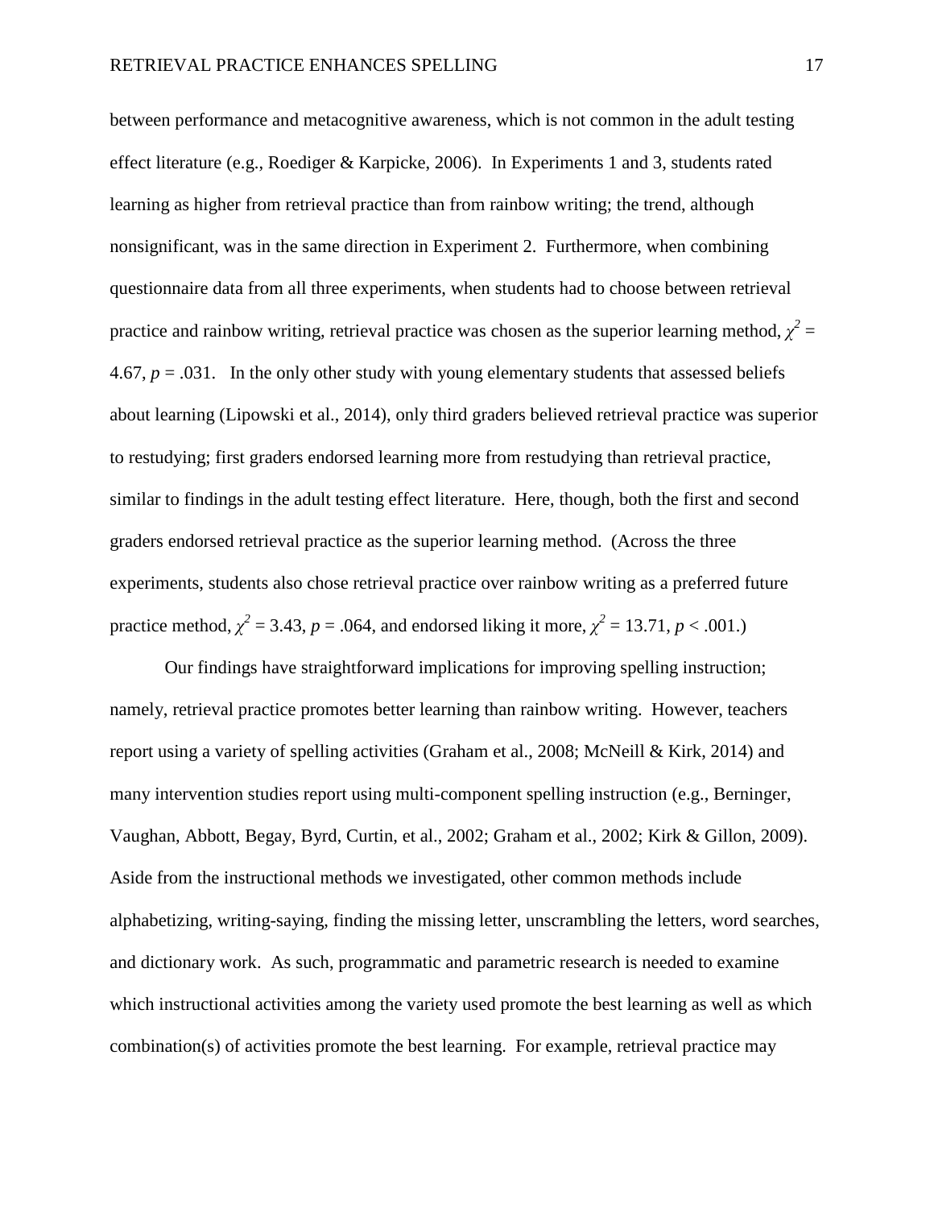between performance and metacognitive awareness, which is not common in the adult testing effect literature (e.g., Roediger & Karpicke, 2006). In Experiments 1 and 3, students rated learning as higher from retrieval practice than from rainbow writing; the trend, although nonsignificant, was in the same direction in Experiment 2. Furthermore, when combining questionnaire data from all three experiments, when students had to choose between retrieval practice and rainbow writing, retrieval practice was chosen as the superior learning method, $\chi^2$ = 4.67, $p$ = .031. In the only other study with young elementary students that assessed beliefs about learning (Lipowski et al., 2014), only third graders believed retrieval practice was superior to restudying; first graders endorsed learning more from restudying than retrieval practice, similar to findings in the adult testing effect literature. Here, though, both the first and second graders endorsed retrieval practice as the superior learning method. (Across the three experiments, students also chose retrieval practice over rainbow writing as a preferred future practice method, $\chi^2$ = 3.43, $p$ = .064, and endorsed liking it more, $\chi^2$ = 13.71, $p$ < .001.)

Our findings have straightforward implications for improving spelling instruction; namely, retrieval practice promotes better learning than rainbow writing. However, teachers report using a variety of spelling activities (Graham et al., 2008; McNeill & Kirk, 2014) and many intervention studies report using multi-component spelling instruction (e.g., Berninger, Vaughan, Abbott, Begay, Byrd, Curtin, et al., 2002; Graham et al., 2002; Kirk & Gillon, 2009). Aside from the instructional methods we investigated, other common methods include alphabetizing, writing-saying, finding the missing letter, unscrambling the letters, word searches, and dictionary work. As such, programmatic and parametric research is needed to examine which instructional activities among the variety used promote the best learning as well as which combination(s) of activities promote the best learning. For example, retrieval practice may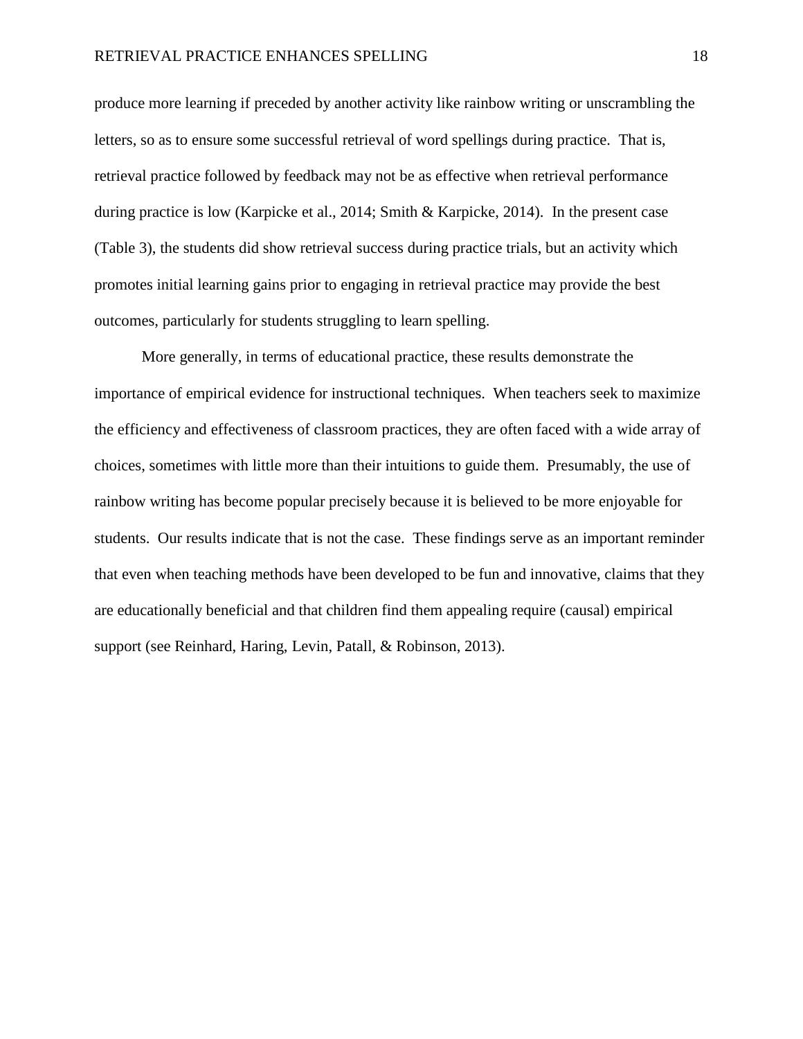produce more learning if preceded by another activity like rainbow writing or unscrambling the letters, so as to ensure some successful retrieval of word spellings during practice. That is, retrieval practice followed by feedback may not be as effective when retrieval performance during practice is low (Karpicke et al., 2014; Smith & Karpicke, 2014). In the present case (Table 3), the students did show retrieval success during practice trials, but an activity which promotes initial learning gains prior to engaging in retrieval practice may provide the best outcomes, particularly for students struggling to learn spelling.

More generally, in terms of educational practice, these results demonstrate the importance of empirical evidence for instructional techniques. When teachers seek to maximize the efficiency and effectiveness of classroom practices, they are often faced with a wide array of choices, sometimes with little more than their intuitions to guide them. Presumably, the use of rainbow writing has become popular precisely because it is believed to be more enjoyable for students. Our results indicate that is not the case. These findings serve as an important reminder that even when teaching methods have been developed to be fun and innovative, claims that they are educationally beneficial and that children find them appealing require (causal) empirical support (see Reinhard, Haring, Levin, Patall, & Robinson, 2013).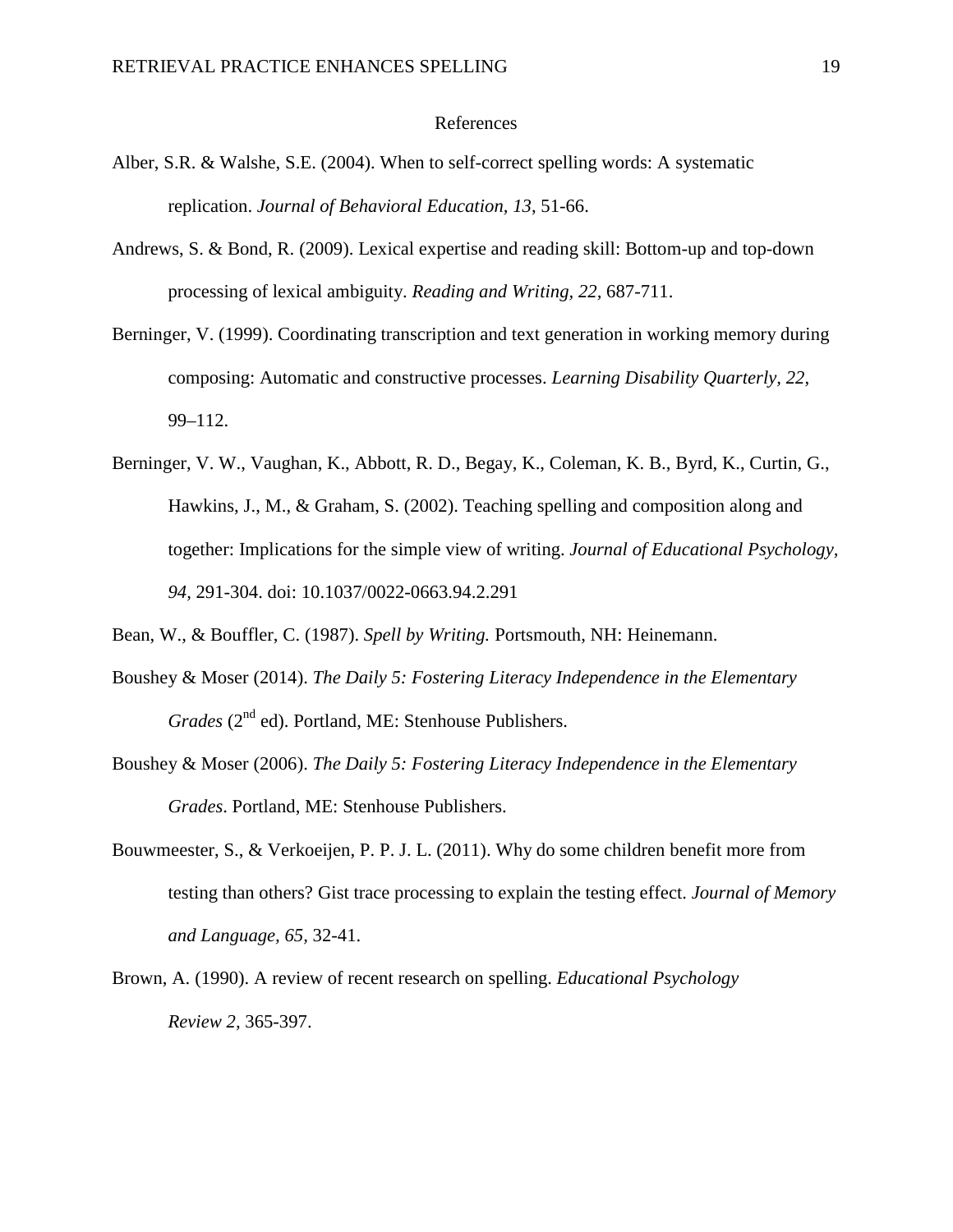# References

Alber, S.R. & Walshe, S.E. (2004). When to self-correct spelling words: A systematic replication. *Journal of Behavioral Education, 13*, 51-66.

Andrews, S. & Bond, R. (2009). Lexical expertise and reading skill: Bottom-up and top-down processing of lexical ambiguity. *Reading and Writing, 22*, 687-711.

Berninger, V. (1999). Coordinating transcription and text generation in working memory during composing: Automatic and constructive processes. *Learning Disability Quarterly, 22*, 99–112.

Berninger, V. W., Vaughan, K., Abbott, R. D., Begay, K., Coleman, K. B., Byrd, K., Curtin, G., Hawkins, J., M., & Graham, S. (2002). Teaching spelling and composition along and together: Implications for the simple view of writing. *Journal of Educational Psychology, 94,* 291-304. doi: 10.1037/0022-0663.94.2.291

Bean, W., & Bouffler, C. (1987). *Spell by Writing.* Portsmouth, NH: Heinemann.

Boushey & Moser (2014). *The Daily 5: Fostering Literacy Independence in the Elementary Grades* (2nd ed). Portland, ME: Stenhouse Publishers.

Boushey & Moser (2006). *The Daily 5: Fostering Literacy Independence in the Elementary Grades*. Portland, ME: Stenhouse Publishers.

Bouwmeester, S., & Verkoeijen, P. P. J. L. (2011). Why do some children benefit more from testing than others? Gist trace processing to explain the testing effect. *Journal of Memory and Language, 65*, 32-41.

Brown, A. (1990). A review of recent research on spelling. *Educational Psychology Review 2,* 365-397.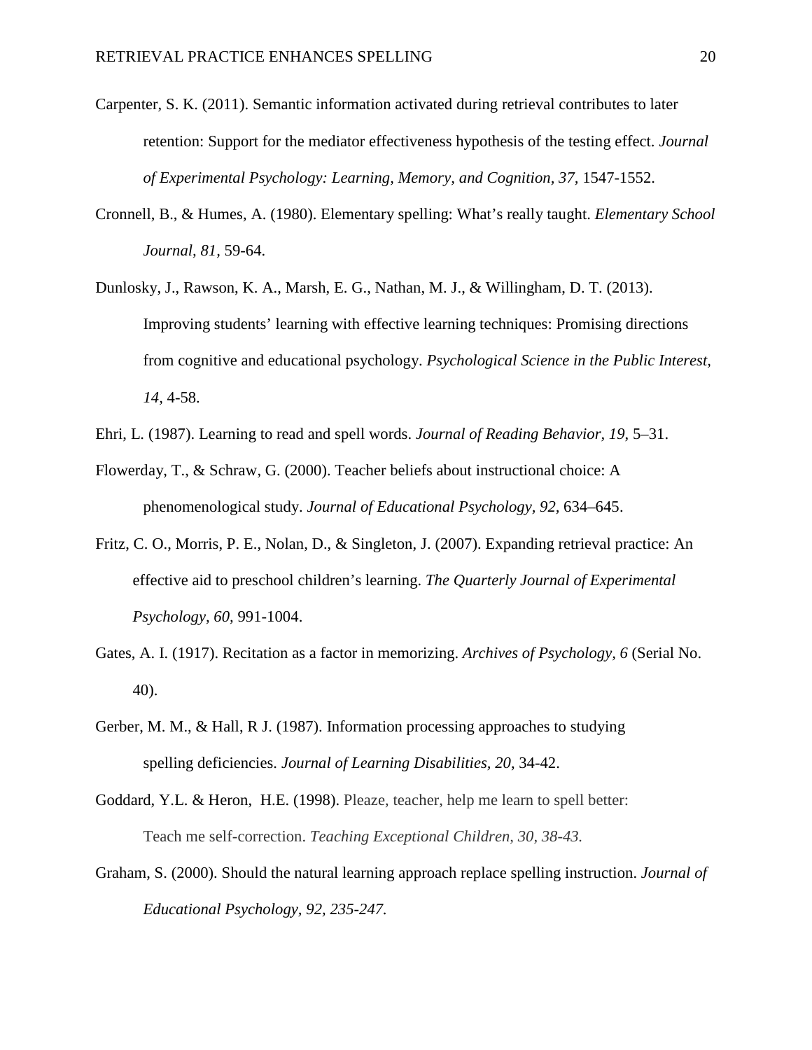Carpenter, S. K. (2011). Semantic information activated during retrieval contributes to later retention: Support for the mediator effectiveness hypothesis of the testing effect. *Journal of Experimental Psychology: Learning, Memory, and Cognition*, *37,* 1547-1552.

Cronnell, B., & Humes, A. (1980). Elementary spelling: What's really taught. *Elementary School Journal, 81,* 59-64.

Dunlosky, J., Rawson, K. A., Marsh, E. G., Nathan, M. J., & Willingham, D. T. (2013). Improving students' learning with effective learning techniques: Promising directions from cognitive and educational psychology. *Psychological Science in the Public Interest, 14,* 4-58.

Ehri, L. (1987). Learning to read and spell words. *Journal of Reading Behavior, 19*, 5–31.

Flowerday, T., & Schraw, G. (2000). Teacher beliefs about instructional choice: A phenomenological study. *Journal of Educational Psychology, 92,* 634–645.

Fritz, C. O., Morris, P. E., Nolan, D., & Singleton, J. (2007). Expanding retrieval practice: An effective aid to preschool children's learning. *The Quarterly Journal of Experimental Psychology, 60,* 991-1004.

Gates, A. I. (1917). Recitation as a factor in memorizing. *Archives of Psychology, 6* (Serial No. 40).

Gerber, M. M., & Hall, R J. (1987). Information processing approaches to studying spelling deficiencies. *Journal of Learning Disabilities*, *20*, 34-42.

Goddard, Y.L. & Heron, H.E. (1998). Pleaze, teacher, help me learn to spell better: Teach me self-correction. *Teaching Exceptional Children, 30, 38-43.*

Graham, S. (2000). Should the natural learning approach replace spelling instruction. *Journal of Educational Psychology, 92, 235-247.*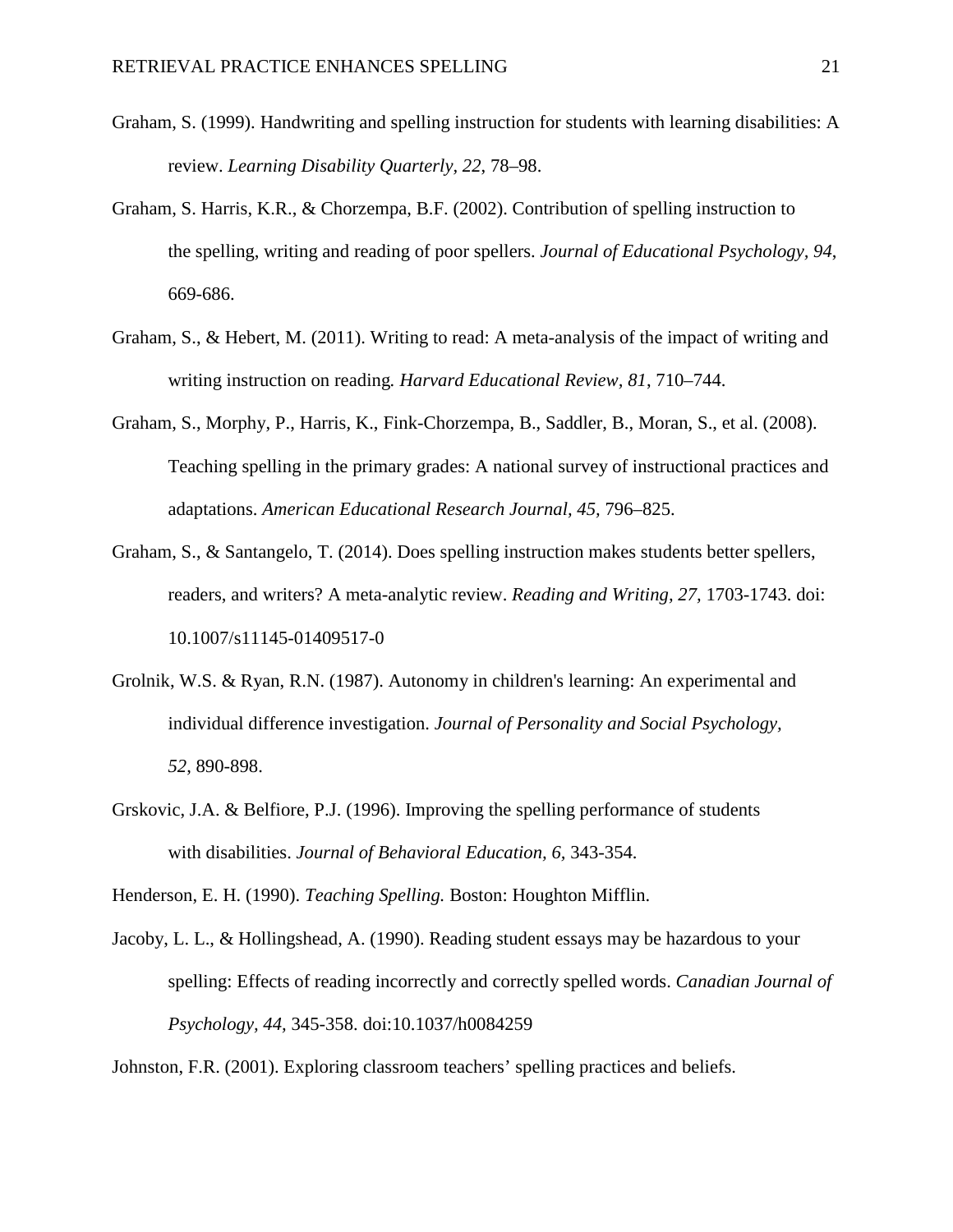Graham, S. (1999). Handwriting and spelling instruction for students with learning disabilities: A review. *Learning Disability Quarterly, 22,* 78–98.

Graham, S. Harris, K.R., & Chorzempa, B.F. (2002). Contribution of spelling instruction to the spelling, writing and reading of poor spellers. *Journal of Educational Psychology, 94*, 669-686.

Graham, S., & Hebert, M. (2011). Writing to read: A meta-analysis of the impact of writing and writing instruction on reading*. Harvard Educational Review, 81*, 710–744.

Graham, S., Morphy, P., Harris, K., Fink-Chorzempa, B., Saddler, B., Moran, S., et al. (2008). Teaching spelling in the primary grades: A national survey of instructional practices and adaptations. *American Educational Research Journal, 45,* 796–825.

Graham, S., & Santangelo, T. (2014). Does spelling instruction makes students better spellers, readers, and writers? A meta-analytic review. *Reading and Writing, 27,* 1703-1743. doi: 10.1007/s11145-01409517-0

Grolnik, W.S. & Ryan, R.N. (1987). Autonomy in children's learning: An experimental and individual difference investigation. *Journal of Personality and Social Psychology, 52*, 890-898.

Grskovic, J.A. & Belfiore, P.J. (1996). Improving the spelling performance of students with disabilities. *Journal of Behavioral Education, 6,* 343-354.

Henderson, E. H. (1990). *Teaching Spelling.* Boston: Houghton Mifflin.

Jacoby, L. L., & Hollingshead, A. (1990). Reading student essays may be hazardous to your spelling: Effects of reading incorrectly and correctly spelled words. *Canadian Journal of Psychology, 44*, 345-358. doi:10.1037/h0084259

Johnston, F.R. (2001). Exploring classroom teachers' spelling practices and beliefs.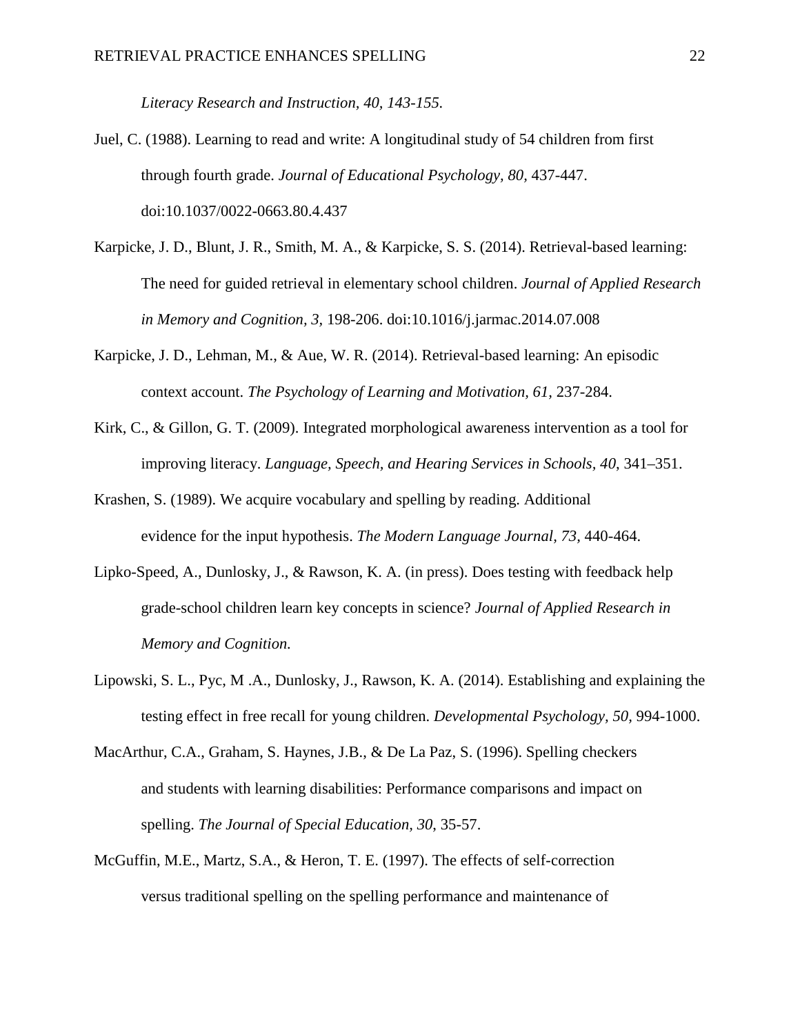*Literacy Research and Instruction, 40, 143-155.*

Juel, C. (1988). Learning to read and write: A longitudinal study of 54 children from first through fourth grade. *Journal of Educational Psychology, 80*, 437-447. doi:10.1037/0022-0663.80.4.437

Karpicke, J. D., Blunt, J. R., Smith, M. A., & Karpicke, S. S. (2014). Retrieval-based learning: The need for guided retrieval in elementary school children. *Journal of Applied Research in Memory and Cognition, 3*, 198-206. doi:10.1016/j.jarmac.2014.07.008

Karpicke, J. D., Lehman, M., & Aue, W. R. (2014). Retrieval-based learning: An episodic context account. *The Psychology of Learning and Motivation, 61*, 237-284.

Kirk, C., & Gillon, G. T. (2009). Integrated morphological awareness intervention as a tool for improving literacy. *Language, Speech, and Hearing Services in Schools*, *40*, 341–351.

Krashen, S. (1989). We acquire vocabulary and spelling by reading. Additional evidence for the input hypothesis. *The Modern Language Journal, 73*, 440-464.

Lipko-Speed, A., Dunlosky, J., & Rawson, K. A. (in press). Does testing with feedback help grade-school children learn key concepts in science? *Journal of Applied Research in Memory and Cognition.*

Lipowski, S. L., Pyc, M .A., Dunlosky, J., Rawson, K. A. (2014). Establishing and explaining the testing effect in free recall for young children. *Developmental Psychology, 50*, 994-1000.

MacArthur, C.A., Graham, S. Haynes, J.B., & De La Paz, S. (1996). Spelling checkers and students with learning disabilities: Performance comparisons and impact on spelling. *The Journal of Special Education, 30*, 35-57.

McGuffin, M.E., Martz, S.A., & Heron, T. E. (1997). The effects of self-correction versus traditional spelling on the spelling performance and maintenance of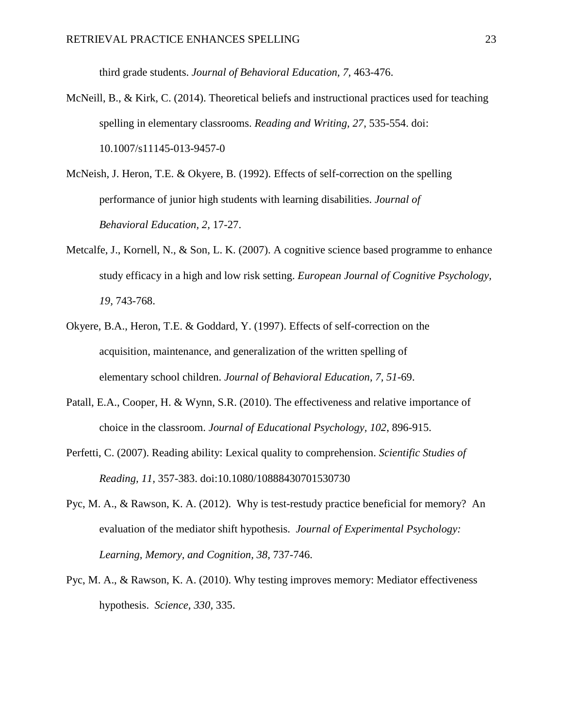third grade students. *Journal of Behavioral Education, 7,* 463-476.

McNeill, B., & Kirk, C. (2014). Theoretical beliefs and instructional practices used for teaching spelling in elementary classrooms. *Reading and Writing, 27,* 535-554. doi: 10.1007/s11145-013-9457-0

McNeish, J. Heron, T.E. & Okyere, B. (1992). Effects of self-correction on the spelling performance of junior high students with learning disabilities. *Journal of Behavioral Education, 2,* 17-27.

Metcalfe, J., Kornell, N., & Son, L. K. (2007). A cognitive science based programme to enhance study efficacy in a high and low risk setting. *European Journal of Cognitive Psychology, 19,* 743-768.

Okyere, B.A., Heron, T.E. & Goddard, Y. (1997). Effects of self-correction on the acquisition, maintenance, and generalization of the written spelling of elementary school children. *Journal of Behavioral Education, 7, 51*-69.

Patall, E.A., Cooper, H. & Wynn, S.R. (2010). The effectiveness and relative importance of choice in the classroom. *Journal of Educational Psychology, 102,* 896-915.

Perfetti, C. (2007). Reading ability: Lexical quality to comprehension. *Scientific Studies of Reading, 11,* 357-383. doi:10.1080/10888430701530730

Pyc, M. A., & Rawson, K. A. (2012). Why is test-restudy practice beneficial for memory? An evaluation of the mediator shift hypothesis. *Journal of Experimental Psychology: Learning, Memory, and Cognition, 38,* 737-746.

Pyc, M. A., & Rawson, K. A. (2010). Why testing improves memory: Mediator effectiveness hypothesis. *Science, 330,* 335.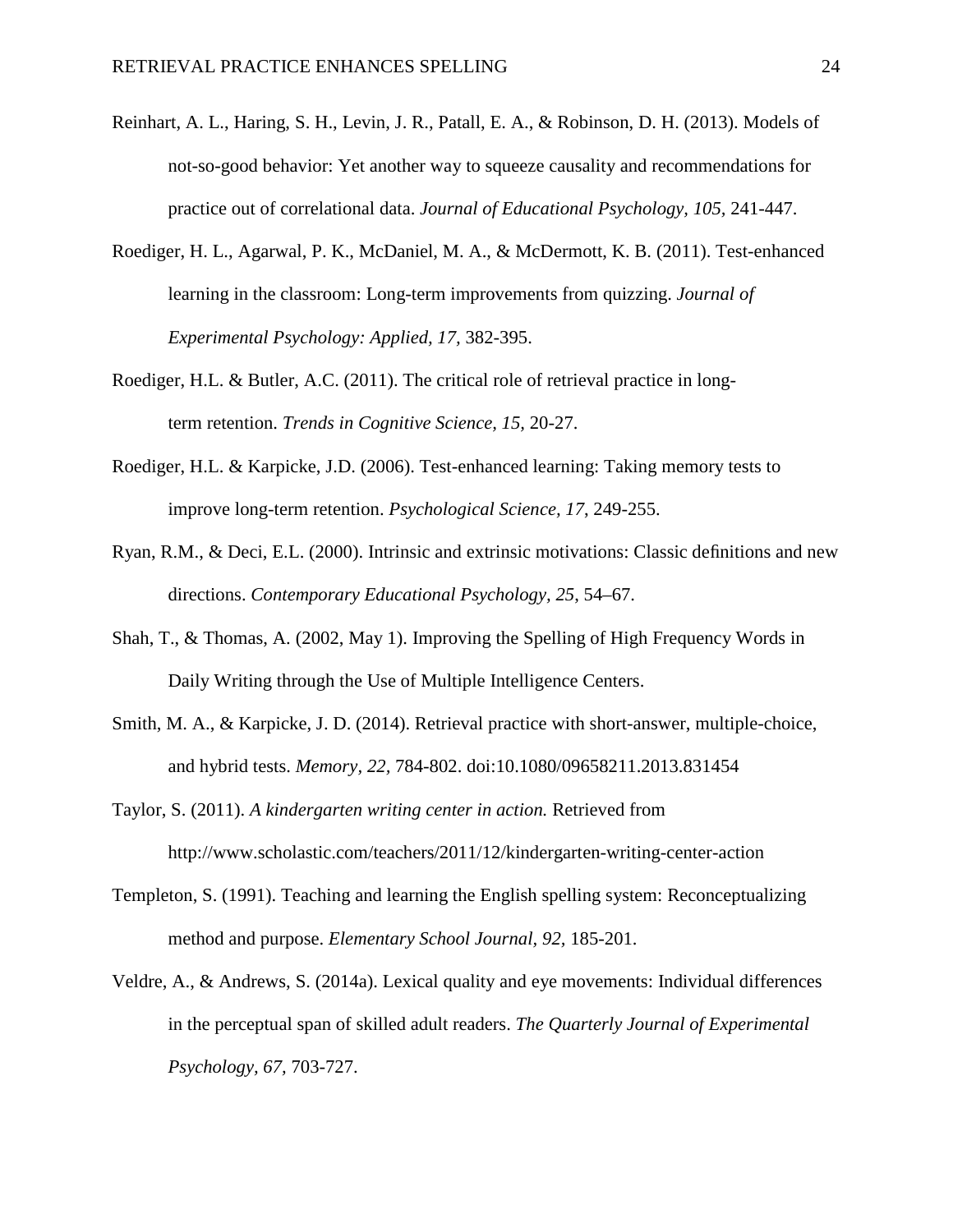Reinhart, A. L., Haring, S. H., Levin, J. R., Patall, E. A., & Robinson, D. H. (2013). Models of not-so-good behavior: Yet another way to squeeze causality and recommendations for practice out of correlational data. *Journal of Educational Psychology, 105*, 241-447.

Roediger, H. L., Agarwal, P. K., McDaniel, M. A., & McDermott, K. B. (2011). Test-enhanced learning in the classroom: Long-term improvements from quizzing. *Journal of Experimental Psychology: Applied, 17*, 382-395.

Roediger, H.L. & Butler, A.C. (2011). The critical role of retrieval practice in long-term retention. *Trends in Cognitive Science, 15,* 20-27.

Roediger, H.L. & Karpicke, J.D. (2006). Test-enhanced learning: Taking memory tests to improve long-term retention. *Psychological Science, 17*, 249-255.

Ryan, R.M., & Deci, E.L. (2000). Intrinsic and extrinsic motivations: Classic definitions and new directions. *Contemporary Educational Psychology, 25*, 54–67.

Shah, T., & Thomas, A. (2002, May 1). Improving the Spelling of High Frequency Words in Daily Writing through the Use of Multiple Intelligence Centers.

Smith, M. A., & Karpicke, J. D. (2014). Retrieval practice with short-answer, multiple-choice, and hybrid tests. *Memory, 22,* 784-802. doi:10.1080/09658211.2013.831454

Taylor, S. (2011). *A kindergarten writing center in action.* Retrieved from http://www.scholastic.com/teachers/2011/12/kindergarten-writing-center-action

Templeton, S. (1991). Teaching and learning the English spelling system: Reconceptualizing method and purpose. *Elementary School Journal, 92,* 185-201.

Veldre, A., & Andrews, S. (2014a). Lexical quality and eye movements: Individual differences in the perceptual span of skilled adult readers. *The Quarterly Journal of Experimental Psychology, 67,* 703-727.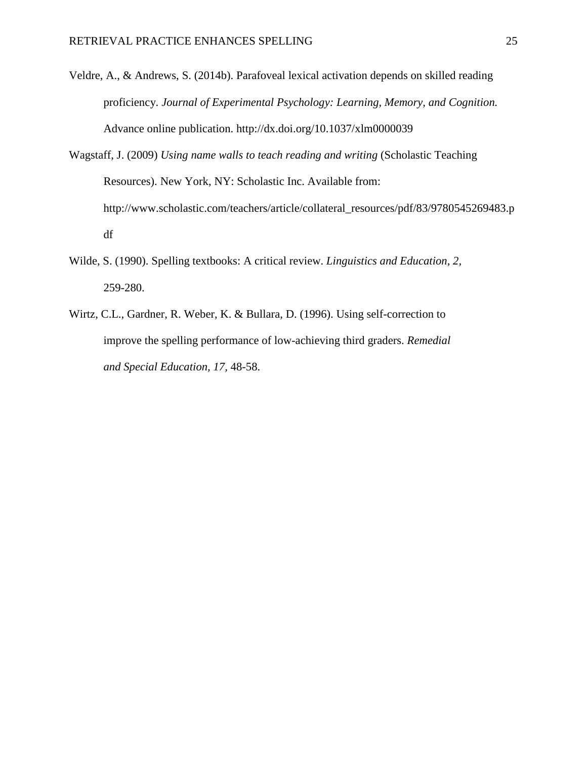Veldre, A., & Andrews, S. (2014b). Parafoveal lexical activation depends on skilled reading proficiency. *Journal of Experimental Psychology: Learning, Memory, and Cognition.* Advance online publication. http://dx.doi.org/10.1037/xlm0000039

Wagstaff, J. (2009) *Using name walls to teach reading and writing* (Scholastic Teaching Resources). New York, NY: Scholastic Inc. Available from: http://www.scholastic.com/teachers/article/collateral_resources/pdf/83/9780545269483.pdf

Wilde, S. (1990). Spelling textbooks: A critical review. *Linguistics and Education, 2,* 259-280.

Wirtz, C.L., Gardner, R. Weber, K. & Bullara, D. (1996). Using self-correction to improve the spelling performance of low-achieving third graders. *Remedial and Special Education, 17,* 48-58.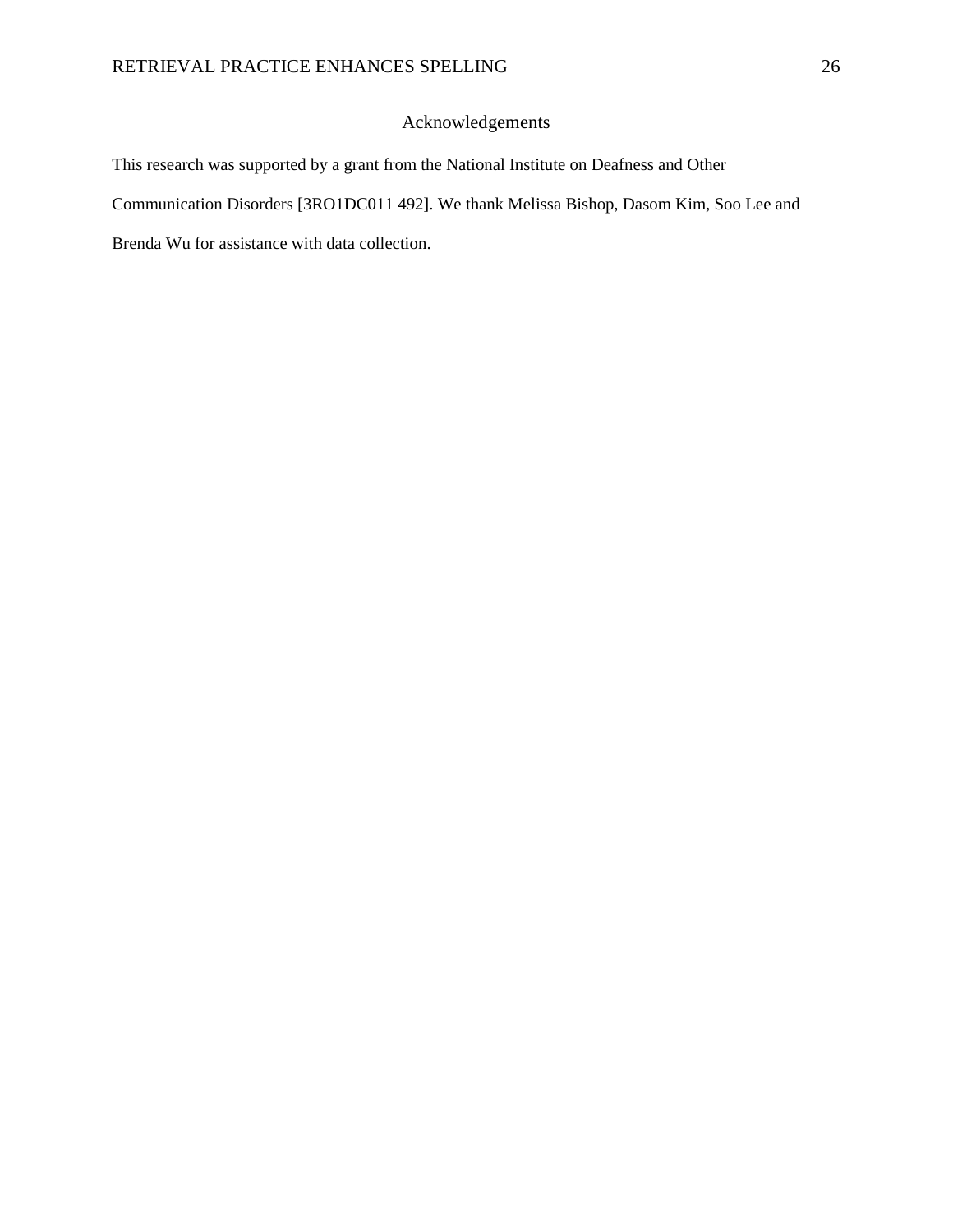## Acknowledgements

This research was supported by a grant from the National Institute on Deafness and Other Communication Disorders [3RO1DC011 492]. We thank Melissa Bishop, Dasom Kim, Soo Lee and Brenda Wu for assistance with data collection.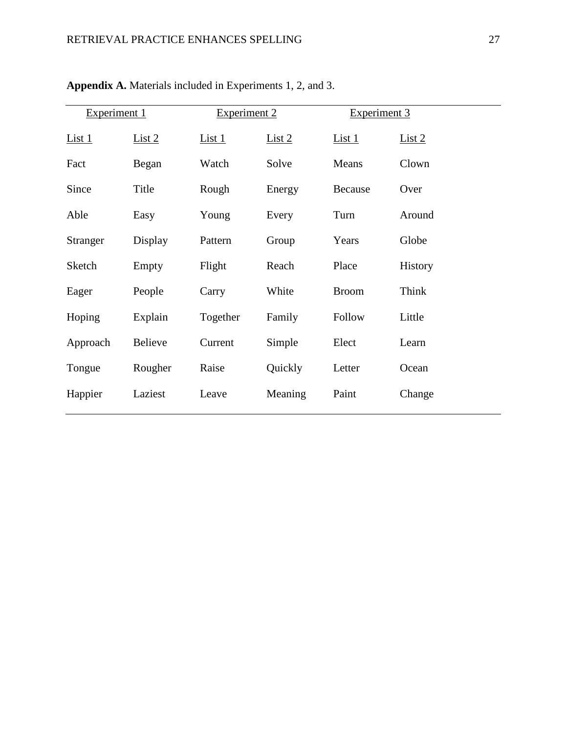**Appendix A.** Materials included in Experiments 1, 2, and 3.

| Experiment 1 | | Experiment 2 | | Experiment 3 | |
|---|---|---|---|---|---|
| List 1 | List 2 | List 1 | List 2 | List 1 | List 2 |
| Fact | Began | Watch | Solve | Means | Clown |
| Since | Title | Rough | Energy | Because | Over |
| Able | Easy | Young | Every | Turn | Around |
| Stranger | Display | Pattern | Group | Years | Globe |
| Sketch | Empty | Flight | Reach | Place | History |
| Eager | People | Carry | White | Broom | Think |
| Hoping | Explain | Together | Family | Follow | Little |
| Approach | Believe | Current | Simple | Elect | Learn |
| Tongue | Rougher | Raise | Quickly | Letter | Ocean |
| Happier | Laziest | Leave | Meaning | Paint | Change |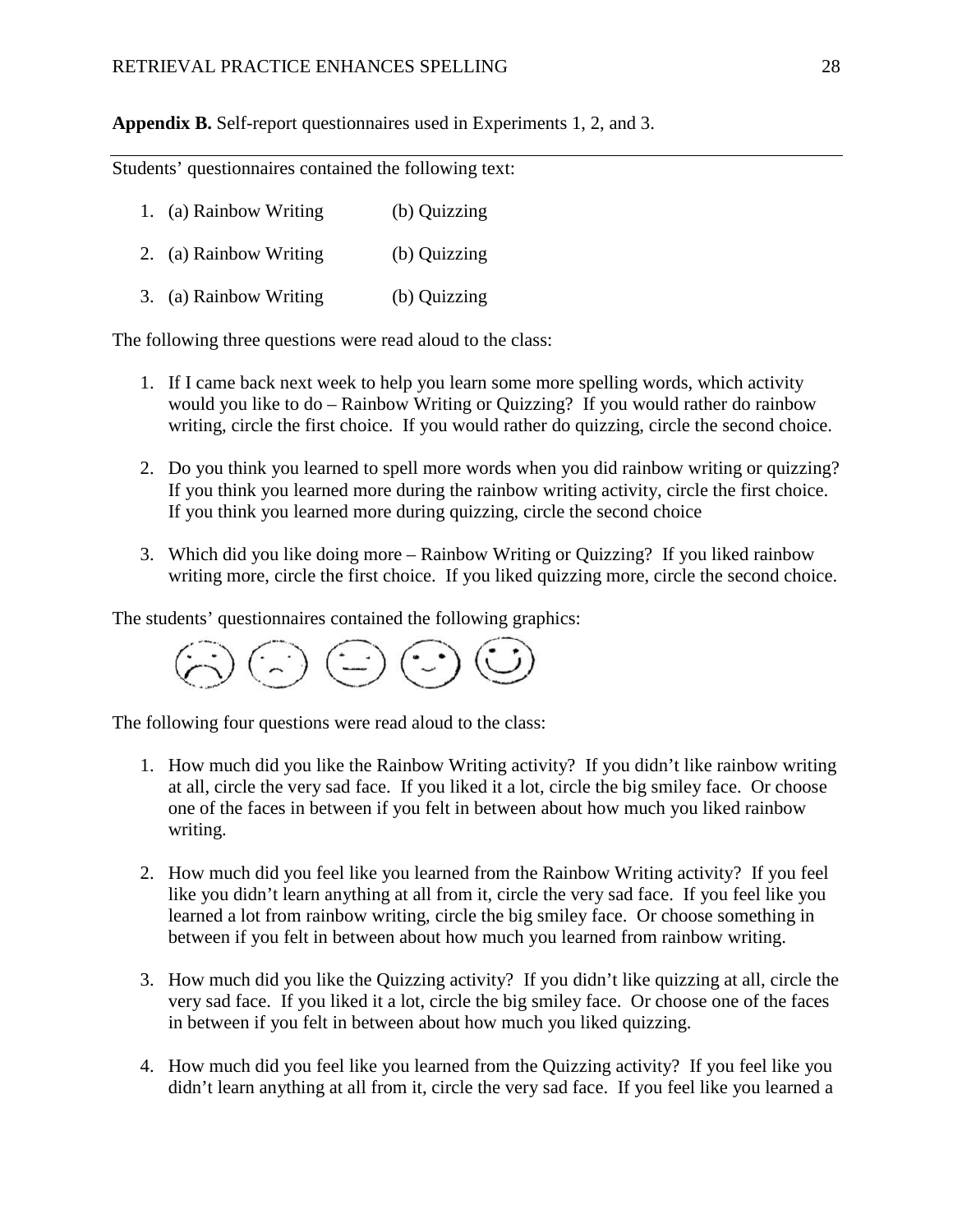**Appendix B.** Self-report questionnaires used in Experiments 1, 2, and 3.

---

Students' questionnaires contained the following text:

1. (a) Rainbow Writing (b) Quizzing

2. (a) Rainbow Writing (b) Quizzing

3. (a) Rainbow Writing (b) Quizzing

The following three questions were read aloud to the class:

1. If I came back next week to help you learn some more spelling words, which activity would you like to do – Rainbow Writing or Quizzing? If you would rather do rainbow writing, circle the first choice. If you would rather do quizzing, circle the second choice.

2. Do you think you learned to spell more words when you did rainbow writing or quizzing? If you think you learned more during the rainbow writing activity, circle the first choice. If you think you learned more during quizzing, circle the second choice

3. Which did you like doing more – Rainbow Writing or Quizzing? If you liked rainbow writing more, circle the first choice. If you liked quizzing more, circle the second choice.

The students' questionnaires contained the following graphics:

The following four questions were read aloud to the class:

1. How much did you like the Rainbow Writing activity? If you didn't like rainbow writing at all, circle the very sad face. If you liked it a lot, circle the big smiley face. Or choose one of the faces in between if you felt in between about how much you liked rainbow writing.

2. How much did you feel like you learned from the Rainbow Writing activity? If you feel like you didn't learn anything at all from it, circle the very sad face. If you feel like you learned a lot from rainbow writing, circle the big smiley face. Or choose something in between if you felt in between about how much you learned from rainbow writing.

3. How much did you like the Quizzing activity? If you didn't like quizzing at all, circle the very sad face. If you liked it a lot, circle the big smiley face. Or choose one of the faces in between if you felt in between about how much you liked quizzing.

4. How much did you feel like you learned from the Quizzing activity? If you feel like you didn't learn anything at all from it, circle the very sad face. If you feel like you learned a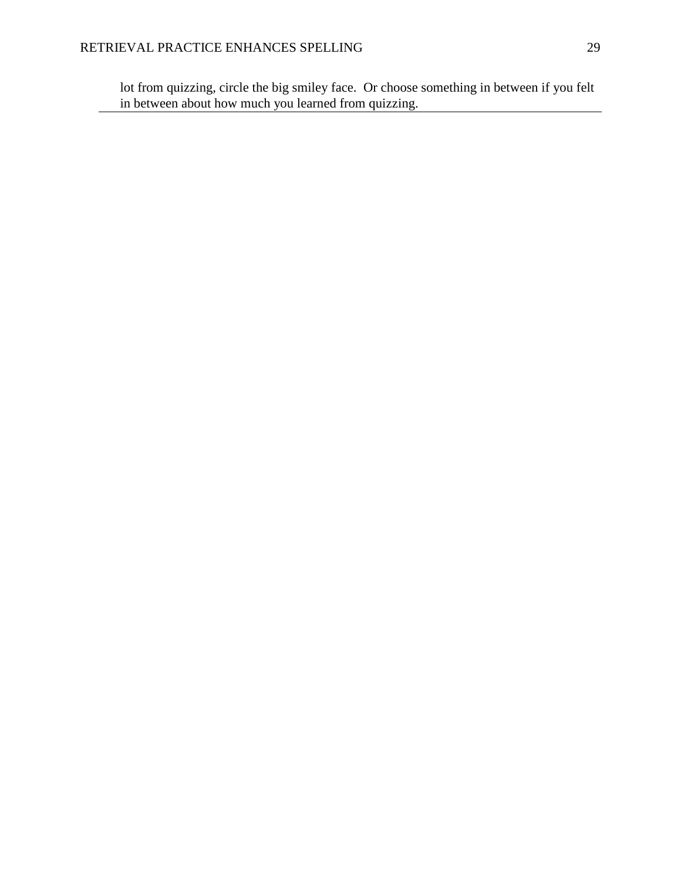lot from quizzing, circle the big smiley face. Or choose something in between if you felt in between about how much you learned from quizzing.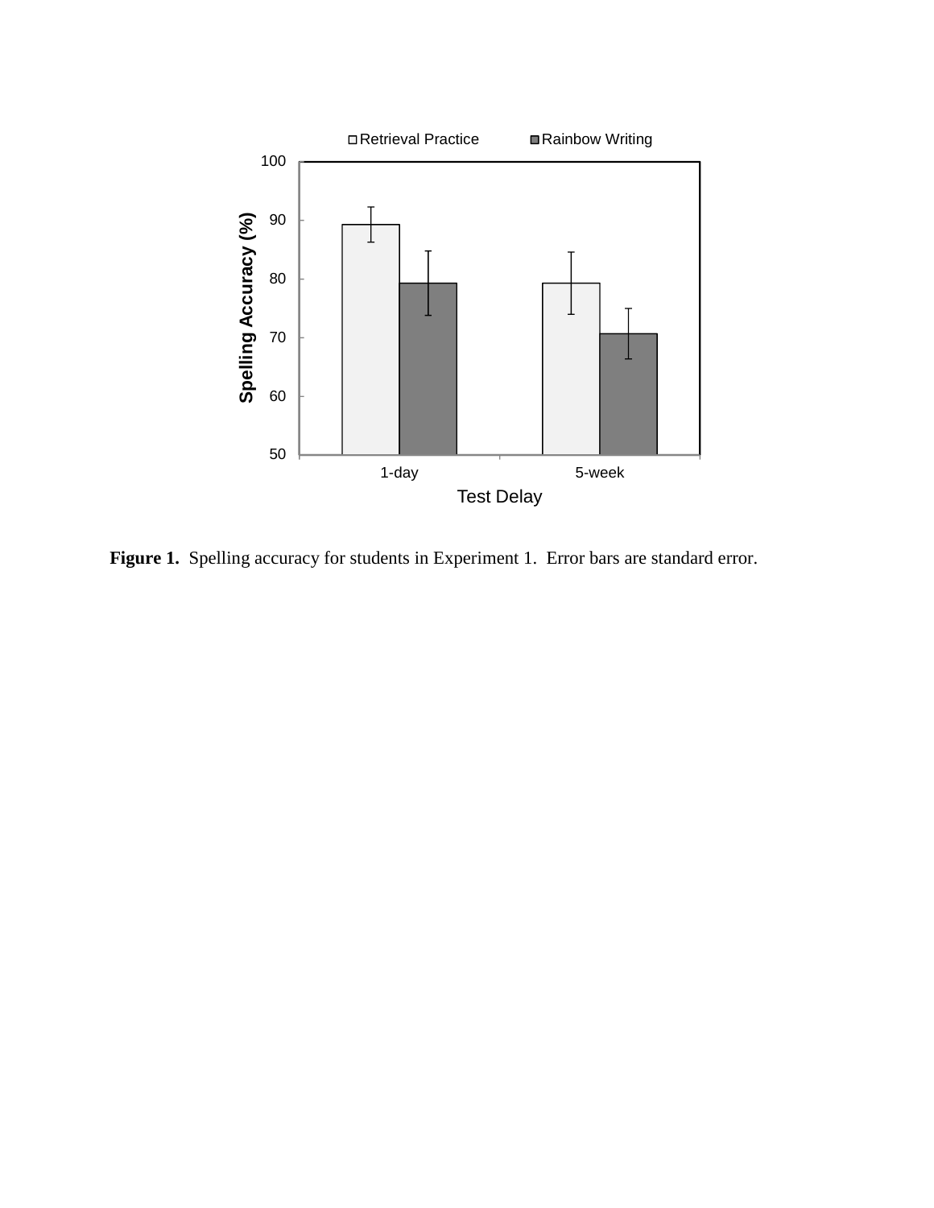**Figure 1.** Spelling accuracy for students in Experiment 1. Error bars are standard error.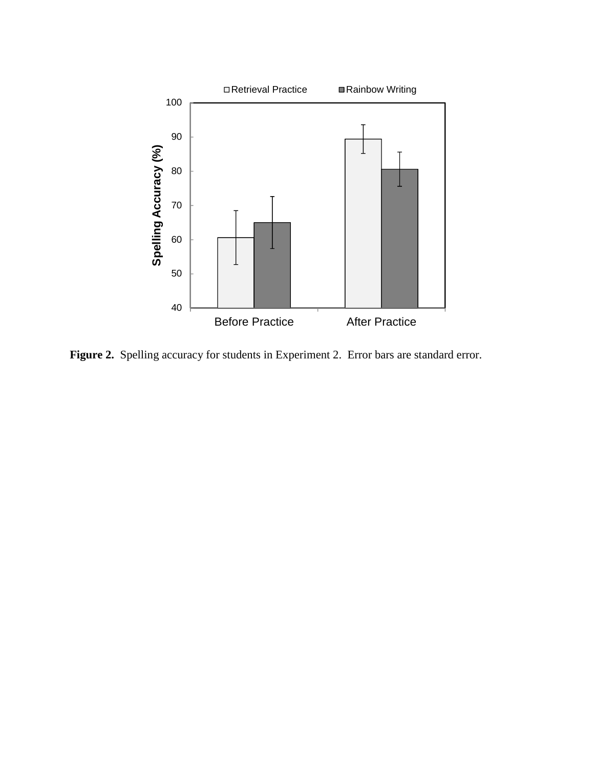**Figure 2.** Spelling accuracy for students in Experiment 2. Error bars are standard error.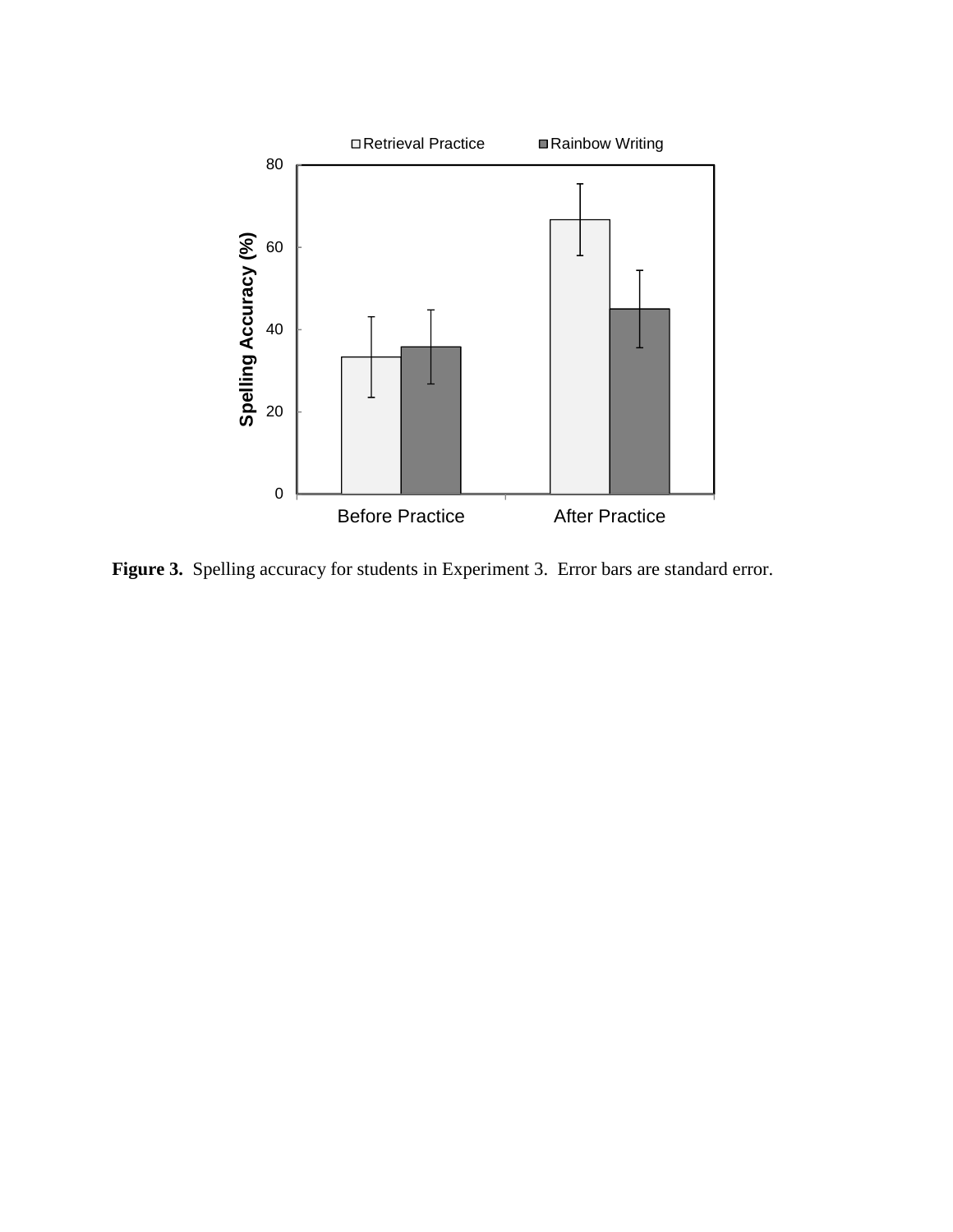**Figure 3.** Spelling accuracy for students in Experiment 3. Error bars are standard error.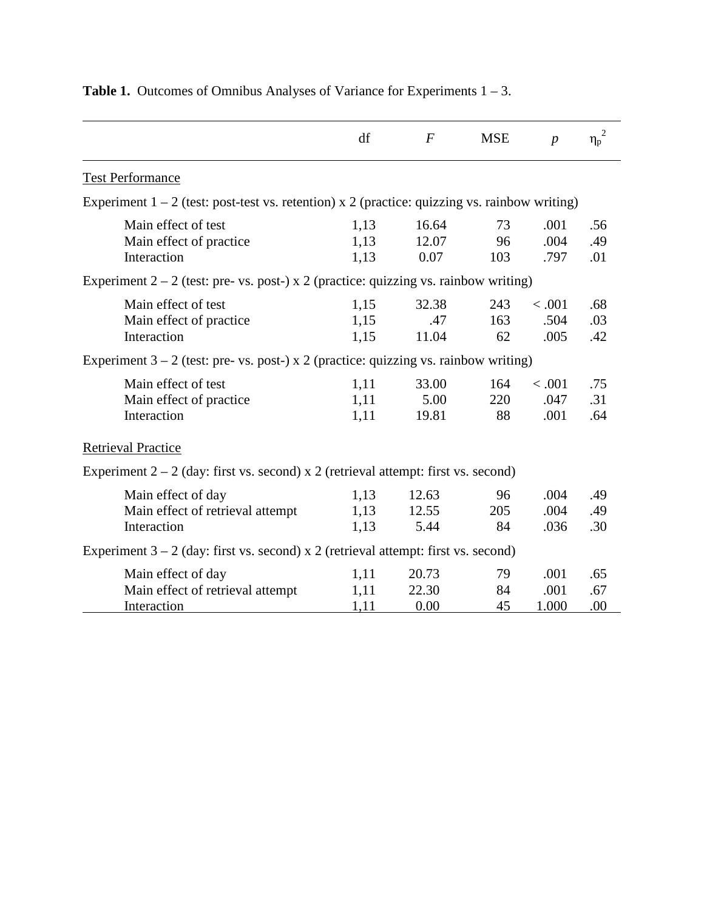**Table 1.** Outcomes of Omnibus Analyses of Variance for Experiments 1 – 3.

| | df | *F* | MSE | *p* | $\eta_p^2$ |
|---|---|---|---|---|---|
| Test Performance | | | | | |
| Experiment 1 – 2 (test: post-test vs. retention) x 2 (practice: quizzing vs. rainbow writing) | | | | | |
| Main effect of test | 1,13 | 16.64 | 73 | .001 | .56 |
| Main effect of practice | 1,13 | 12.07 | 96 | .004 | .49 |
| Interaction | 1,13 | 0.07 | 103 | .797 | .01 |
| Experiment 2 – 2 (test: pre- vs. post-) x 2 (practice: quizzing vs. rainbow writing) | | | | | |
| Main effect of test | 1,15 | 32.38 | 243 | < .001 | .68 |
| Main effect of practice | 1,15 | .47 | 163 | .504 | .03 |
| Interaction | 1,15 | 11.04 | 62 | .005 | .42 |
| Experiment 3 – 2 (test: pre- vs. post-) x 2 (practice: quizzing vs. rainbow writing) | | | | | |
| Main effect of test | 1,11 | 33.00 | 164 | < .001 | .75 |
| Main effect of practice | 1,11 | 5.00 | 220 | .047 | .31 |
| Interaction | 1,11 | 19.81 | 88 | .001 | .64 |
| Retrieval Practice | | | | | |
| Experiment 2 – 2 (day: first vs. second) x 2 (retrieval attempt: first vs. second) | | | | | |
| Main effect of day | 1,13 | 12.63 | 96 | .004 | .49 |
| Main effect of retrieval attempt | 1,13 | 12.55 | 205 | .004 | .49 |
| Interaction | 1,13 | 5.44 | 84 | .036 | .30 |
| Experiment 3 – 2 (day: first vs. second) x 2 (retrieval attempt: first vs. second) | | | | | |
| Main effect of day | 1,11 | 20.73 | 79 | .001 | .65 |
| Main effect of retrieval attempt | 1,11 | 22.30 | 84 | .001 | .67 |
| Interaction | 1,11 | 0.00 | 45 | 1.000 | .00 |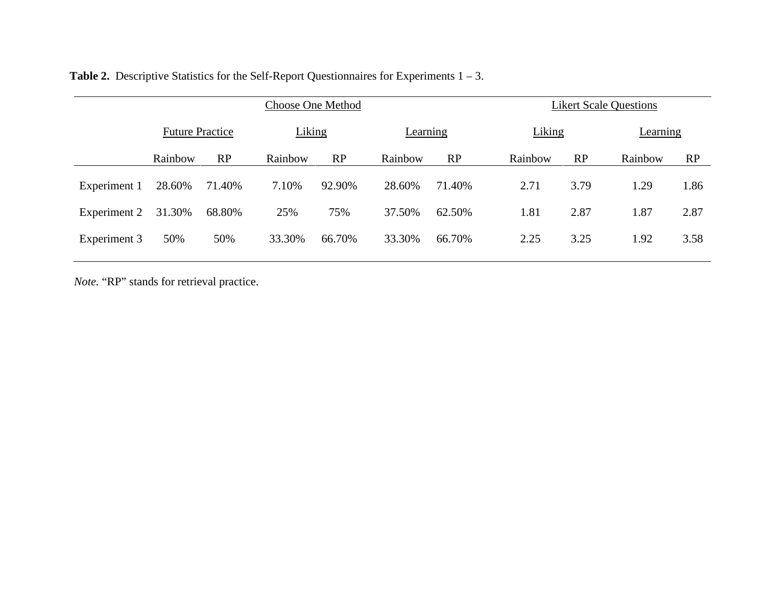**Table 2.** Descriptive Statistics for the Self-Report Questionnaires for Experiments 1 – 3.

| | Choose One Method | | | | | | Likert Scale Questions | | | |
|---|---|---|---|---|---|---|---|---|---|---|
| | Future Practice | | Liking | | Learning | | Liking | | Learning | |
| | Rainbow | RP | Rainbow | RP | Rainbow | RP | Rainbow | RP | Rainbow | RP |
| Experiment 1 | 28.60% | 71.40% | 7.10% | 92.90% | 28.60% | 71.40% | 2.71 | 3.79 | 1.29 | 1.86 |
| Experiment 2 | 31.30% | 68.80% | 25% | 75% | 37.50% | 62.50% | 1.81 | 2.87 | 1.87 | 2.87 |
| Experiment 3 | 50% | 50% | 33.30% | 66.70% | 33.30% | 66.70% | 2.25 | 3.25 | 1.92 | 3.58 |

*Note.* "RP" stands for retrieval practice.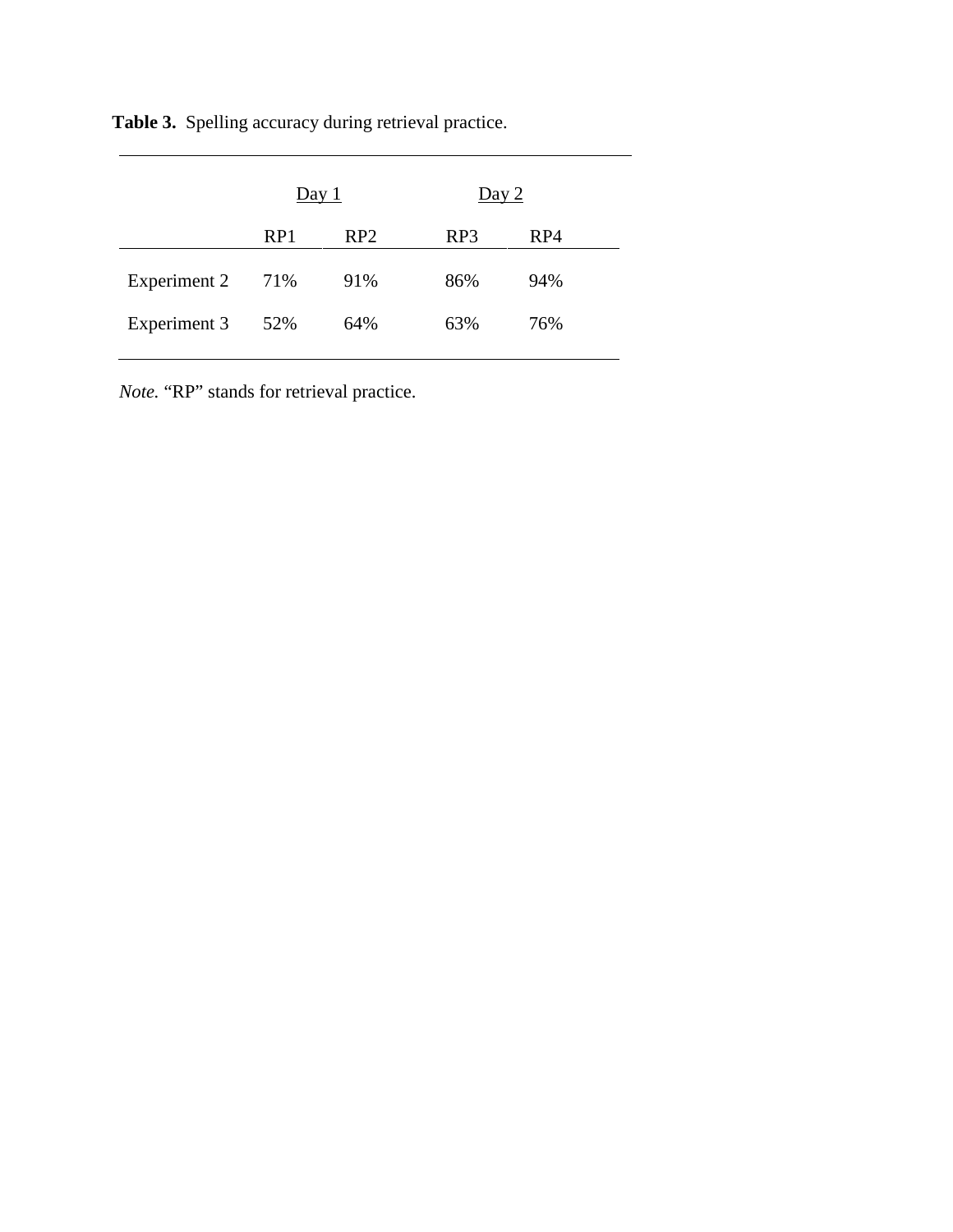**Table 3.** Spelling accuracy during retrieval practice.

| | Day 1 | | Day 2 | |
|---|---|---|---|---|
| | RP1 | RP2 | RP3 | RP4 |
| Experiment 2 | 71% | 91% | 86% | 94% |
| Experiment 3 | 52% | 64% | 63% | 76% |

*Note.* “RP” stands for retrieval practice.